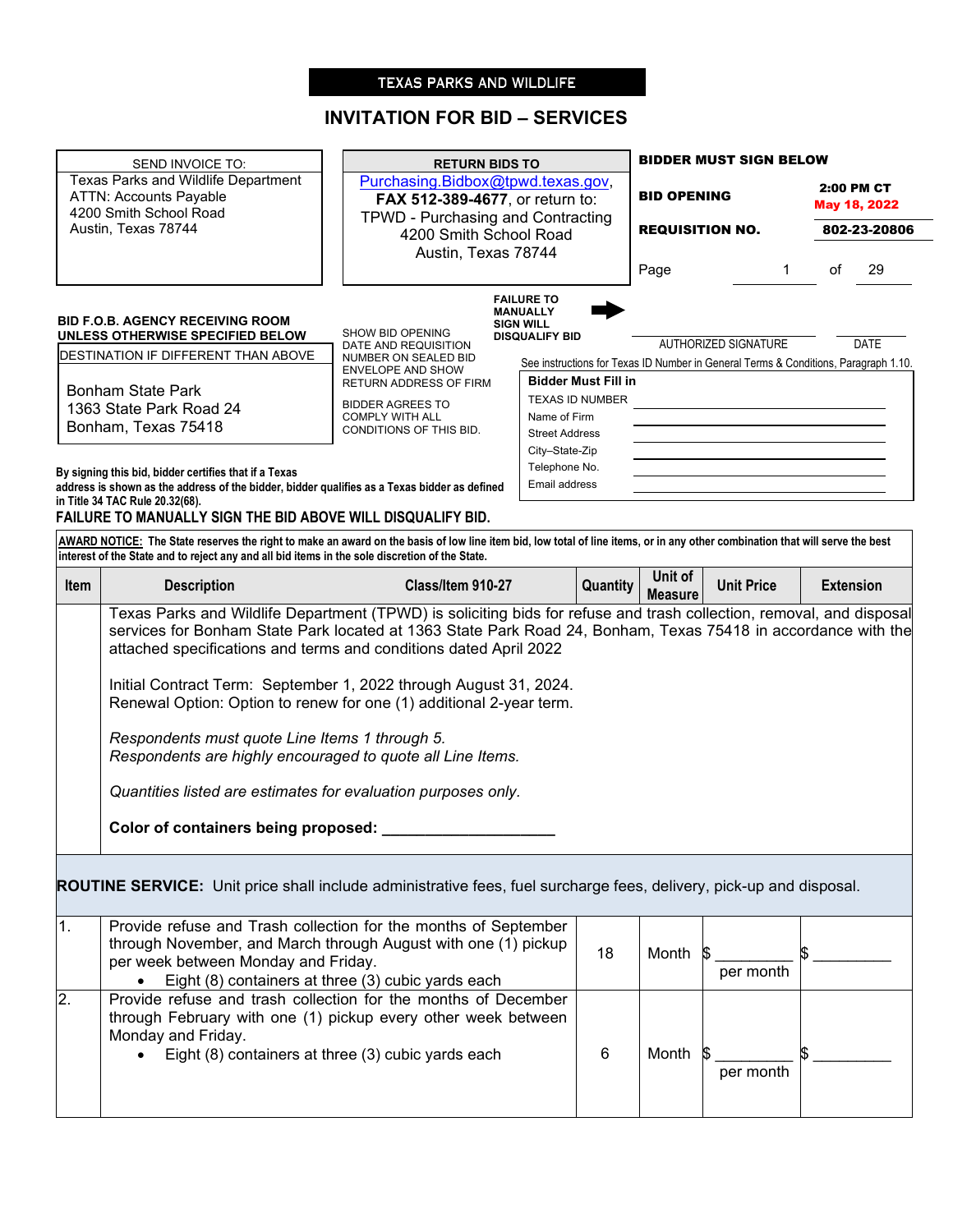**TEXAS PARKS AND WILDLIFE**

# INVITATION FOR BID – SERVICES

| SEND INVOICE TO: | RETURN BIDS TO | BIDDER MUST SIGN BELOW |
|---|---|---|
| Texas Parks and Wildlife Department<br>ATTN: Accounts Payable<br>4200 Smith School Road<br>Austin, Texas 78744 | Purchasing.Bidbox@tpwd.texas.gov, **FAX 512-389-4677**, or return to:<br>TPWD - Purchasing and Contracting<br>4200 Smith School Road<br>Austin, Texas 78744 | **BID OPENING:** 2:00 PM CT May 18, 2022<br>**REQUISITION NO.:** 802-23-20806<br>Page 1 of 29 |

**BID F.O.B. AGENCY RECEIVING ROOM UNLESS OTHERWISE SPECIFIED BELOW**

DESTINATION IF DIFFERENT THAN ABOVE

Bonham State Park
1363 State Park Road 24
Bonham, Texas 75418

SHOW BID OPENING DATE AND REQUISITION NUMBER ON SEALED BID ENVELOPE AND SHOW RETURN ADDRESS OF FIRM

BIDDER AGREES TO COMPLY WITH ALL CONDITIONS OF THIS BID.

**FAILURE TO MANUALLY SIGN WILL DISQUALIFY BID**

AUTHORIZED SIGNATURE ____________________ DATE __________

See instructions for Texas ID Number in General Terms & Conditions, Paragraph 1.10.

**Bidder Must Fill in**

TEXAS ID NUMBER ____________________

Name of Firm ____________________

Street Address ____________________

City–State-Zip ____________________

Telephone No. ____________________

Email address ____________________

**By signing this bid, bidder certifies that if a Texas address is shown as the address of the bidder, bidder qualifies as a Texas bidder as defined in Title 34 TAC Rule 20.32(68).**

**FAILURE TO MANUALLY SIGN THE BID ABOVE WILL DISQUALIFY BID.**

**AWARD NOTICE: The State reserves the right to make an award on the basis of low line item bid, low total of line items, or in any other combination that will serve the best interest of the State and to reject any and all bid items in the sole discretion of the State.**

| Item | Description — Class/Item 910-27 | Quantity | Unit of Measure | Unit Price | Extension |
|---|---|---|---|---|---|
| | Texas Parks and Wildlife Department (TPWD) is soliciting bids for refuse and trash collection, removal, and disposal services for Bonham State Park located at 1363 State Park Road 24, Bonham, Texas 75418 in accordance with the attached specifications and terms and conditions dated April 2022<br><br>Initial Contract Term: September 1, 2022 through August 31, 2024.<br>Renewal Option: Option to renew for one (1) additional 2-year term.<br><br>*Respondents must quote Line Items 1 through 5.*<br>*Respondents are highly encouraged to quote all Line Items.*<br><br>*Quantities listed are estimates for evaluation purposes only.*<br><br>**Color of containers being proposed: ____________________** | | | | |
| **ROUTINE SERVICE:** Unit price shall include administrative fees, fuel surcharge fees, delivery, pick-up and disposal. | | | | | |
| 1. | Provide refuse and Trash collection for the months of September through November, and March through August with one (1) pickup per week between Monday and Friday.<br>• Eight (8) containers at three (3) cubic yards each | 18 | Month | $ _________ per month | $ _________ |
| 2. | Provide refuse and trash collection for the months of December through February with one (1) pickup every other week between Monday and Friday.<br>• Eight (8) containers at three (3) cubic yards each | 6 | Month | $ _________ per month | $ _________ |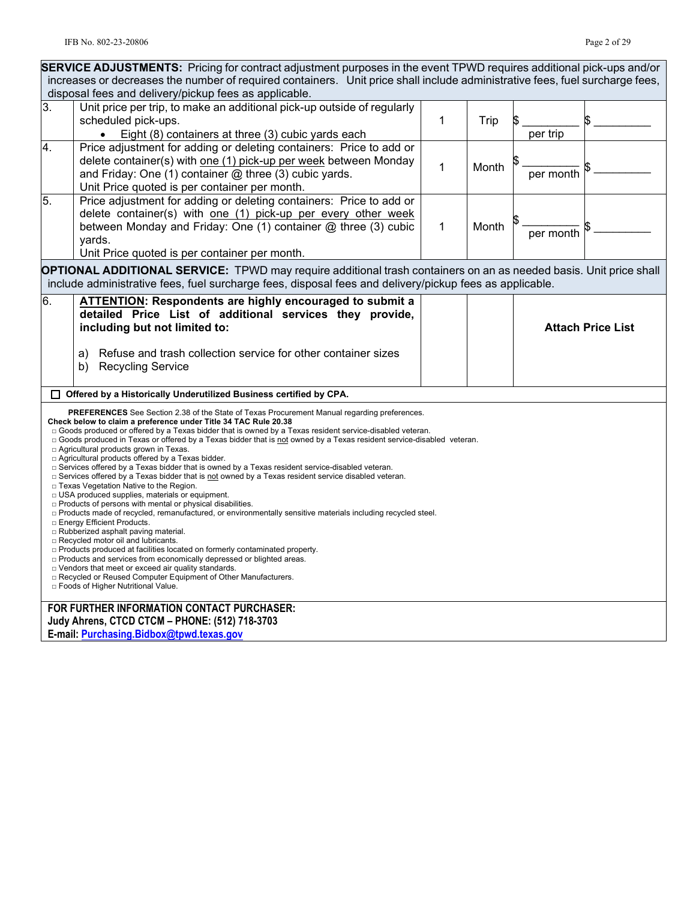| | | | | | |
|---|---|---|---|---|---|
| **SERVICE ADJUSTMENTS:** Pricing for contract adjustment purposes in the event TPWD requires additional pick-ups and/or increases or decreases the number of required containers. Unit price shall include administrative fees, fuel surcharge fees, disposal fees and delivery/pickup fees as applicable. | | | | | |
| 3. | Unit price per trip, to make an additional pick-up outside of regularly scheduled pick-ups.<br>• Eight (8) containers at three (3) cubic yards each | 1 | Trip | $ _________ per trip | $ _________ |
| 4. | Price adjustment for adding or deleting containers: Price to add or delete container(s) with one (1) pick-up per week between Monday and Friday: One (1) container @ three (3) cubic yards.<br>Unit Price quoted is per container per month. | 1 | Month | $ _________ per month | $ _________ |
| 5. | Price adjustment for adding or deleting containers: Price to add or delete container(s) with one (1) pick-up per every other week between Monday and Friday: One (1) container @ three (3) cubic yards.<br>Unit Price quoted is per container per month. | 1 | Month | $ _________ per month | $ _________ |
| **OPTIONAL ADDITIONAL SERVICE:** TPWD may require additional trash containers on an as needed basis. Unit price shall include administrative fees, fuel surcharge fees, disposal fees and delivery/pickup fees as applicable. | | | | | |
| 6. | **ATTENTION: Respondents are highly encouraged to submit a detailed Price List of additional services they provide, including but not limited to:**<br>a) Refuse and trash collection service for other container sizes<br>b) Recycling Service | | | **Attach Price List** | |

☐ **Offered by a Historically Underutilized Business certified by CPA.**

**PREFERENCES** See Section 2.38 of the State of Texas Procurement Manual regarding preferences.
**Check below to claim a preference under Title 34 TAC Rule 20.38**

- □ Goods produced or offered by a Texas bidder that is owned by a Texas resident service-disabled veteran.
- □ Goods produced in Texas or offered by a Texas bidder that is not owned by a Texas resident service-disabled veteran.
- □ Agricultural products grown in Texas.
- □ Agricultural products offered by a Texas bidder.
- □ Services offered by a Texas bidder that is owned by a Texas resident service-disabled veteran.
- □ Services offered by a Texas bidder that is not owned by a Texas resident service disabled veteran.
- □ Texas Vegetation Native to the Region.
- □ USA produced supplies, materials or equipment.
- □ Products of persons with mental or physical disabilities.
- □ Products made of recycled, remanufactured, or environmentally sensitive materials including recycled steel.
- □ Energy Efficient Products.
- □ Rubberized asphalt paving material.
- □ Recycled motor oil and lubricants.
- □ Products produced at facilities located on formerly contaminated property.
- □ Products and services from economically depressed or blighted areas.
- □ Vendors that meet or exceed air quality standards.
- □ Recycled or Reused Computer Equipment of Other Manufacturers.
- □ Foods of Higher Nutritional Value.

**FOR FURTHER INFORMATION CONTACT PURCHASER:**
**Judy Ahrens, CTCD CTCM – PHONE: (512) 718-3703**
**E-mail: Purchasing.Bidbox@tpwd.texas.gov**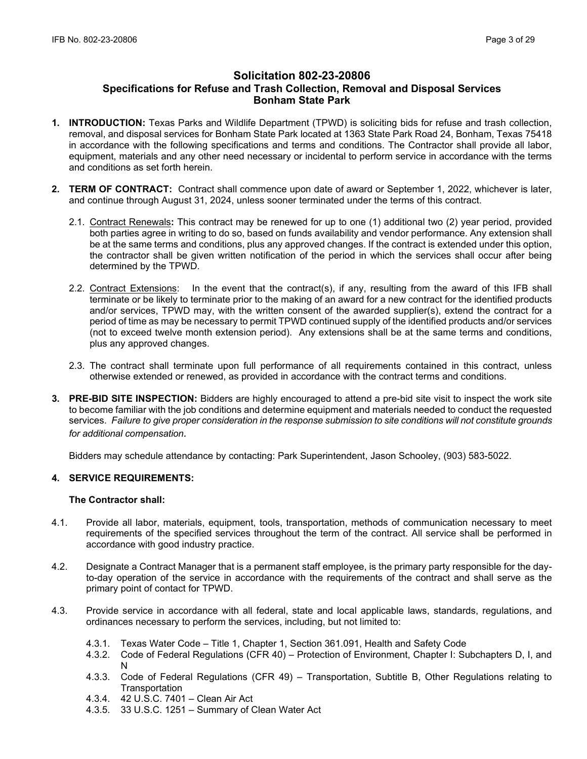# Solicitation 802-23-20806
## Specifications for Refuse and Trash Collection, Removal and Disposal Services
## Bonham State Park

1. **INTRODUCTION:** Texas Parks and Wildlife Department (TPWD) is soliciting bids for refuse and trash collection, removal, and disposal services for Bonham State Park located at 1363 State Park Road 24, Bonham, Texas 75418 in accordance with the following specifications and terms and conditions. The Contractor shall provide all labor, equipment, materials and any other need necessary or incidental to perform service in accordance with the terms and conditions as set forth herein.

2. **TERM OF CONTRACT:** Contract shall commence upon date of award or September 1, 2022, whichever is later, and continue through August 31, 2024, unless sooner terminated under the terms of this contract.

   2.1. Contract Renewals**:** This contract may be renewed for up to one (1) additional two (2) year period, provided both parties agree in writing to do so, based on funds availability and vendor performance. Any extension shall be at the same terms and conditions, plus any approved changes. If the contract is extended under this option, the contractor shall be given written notification of the period in which the services shall occur after being determined by the TPWD.

   2.2. Contract Extensions: In the event that the contract(s), if any, resulting from the award of this IFB shall terminate or be likely to terminate prior to the making of an award for a new contract for the identified products and/or services, TPWD may, with the written consent of the awarded supplier(s), extend the contract for a period of time as may be necessary to permit TPWD continued supply of the identified products and/or services (not to exceed twelve month extension period). Any extensions shall be at the same terms and conditions, plus any approved changes.

   2.3. The contract shall terminate upon full performance of all requirements contained in this contract, unless otherwise extended or renewed, as provided in accordance with the contract terms and conditions.

3. **PRE-BID SITE INSPECTION:** Bidders are highly encouraged to attend a pre-bid site visit to inspect the work site to become familiar with the job conditions and determine equipment and materials needed to conduct the requested services. *Failure to give proper consideration in the response submission to site conditions will not constitute grounds for additional compensation.*

   Bidders may schedule attendance by contacting: Park Superintendent, Jason Schooley, (903) 583-5022.

4. **SERVICE REQUIREMENTS:**

   **The Contractor shall:**

4.1. Provide all labor, materials, equipment, tools, transportation, methods of communication necessary to meet requirements of the specified services throughout the term of the contract. All service shall be performed in accordance with good industry practice.

4.2. Designate a Contract Manager that is a permanent staff employee, is the primary party responsible for the day-to-day operation of the service in accordance with the requirements of the contract and shall serve as the primary point of contact for TPWD.

4.3. Provide service in accordance with all federal, state and local applicable laws, standards, regulations, and ordinances necessary to perform the services, including, but not limited to:

   4.3.1. Texas Water Code – Title 1, Chapter 1, Section 361.091, Health and Safety Code
   4.3.2. Code of Federal Regulations (CFR 40) – Protection of Environment, Chapter I: Subchapters D, I, and N
   4.3.3. Code of Federal Regulations (CFR 49) – Transportation, Subtitle B, Other Regulations relating to Transportation
   4.3.4. 42 U.S.C. 7401 – Clean Air Act
   4.3.5. 33 U.S.C. 1251 – Summary of Clean Water Act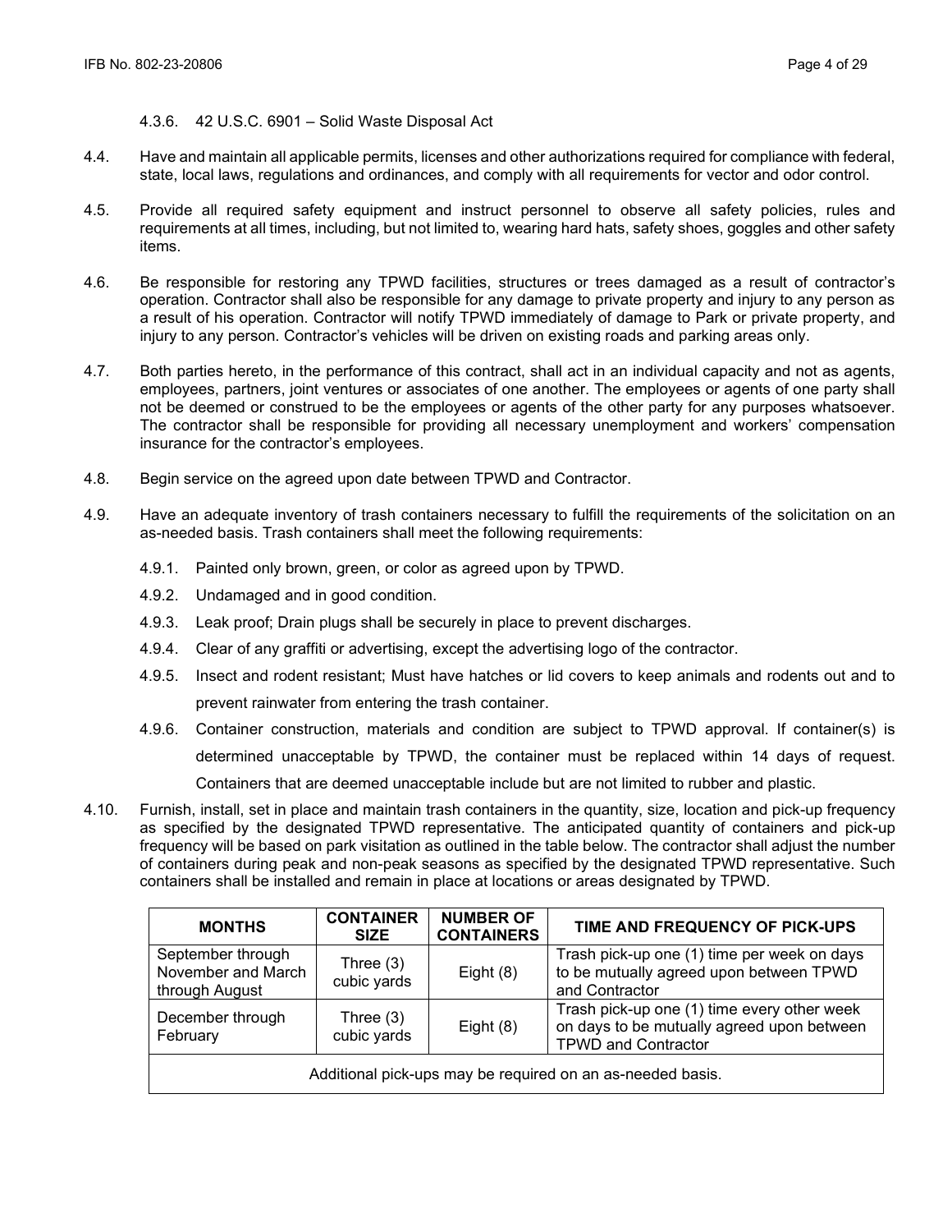4.3.6. 42 U.S.C. 6901 – Solid Waste Disposal Act

4.4. Have and maintain all applicable permits, licenses and other authorizations required for compliance with federal, state, local laws, regulations and ordinances, and comply with all requirements for vector and odor control.

4.5. Provide all required safety equipment and instruct personnel to observe all safety policies, rules and requirements at all times, including, but not limited to, wearing hard hats, safety shoes, goggles and other safety items.

4.6. Be responsible for restoring any TPWD facilities, structures or trees damaged as a result of contractor's operation. Contractor shall also be responsible for any damage to private property and injury to any person as a result of his operation. Contractor will notify TPWD immediately of damage to Park or private property, and injury to any person. Contractor's vehicles will be driven on existing roads and parking areas only.

4.7. Both parties hereto, in the performance of this contract, shall act in an individual capacity and not as agents, employees, partners, joint ventures or associates of one another. The employees or agents of one party shall not be deemed or construed to be the employees or agents of the other party for any purposes whatsoever. The contractor shall be responsible for providing all necessary unemployment and workers' compensation insurance for the contractor's employees.

4.8. Begin service on the agreed upon date between TPWD and Contractor.

4.9. Have an adequate inventory of trash containers necessary to fulfill the requirements of the solicitation on an as-needed basis. Trash containers shall meet the following requirements:

4.9.1. Painted only brown, green, or color as agreed upon by TPWD.

4.9.2. Undamaged and in good condition.

4.9.3. Leak proof; Drain plugs shall be securely in place to prevent discharges.

4.9.4. Clear of any graffiti or advertising, except the advertising logo of the contractor.

4.9.5. Insect and rodent resistant; Must have hatches or lid covers to keep animals and rodents out and to prevent rainwater from entering the trash container.

4.9.6. Container construction, materials and condition are subject to TPWD approval. If container(s) is determined unacceptable by TPWD, the container must be replaced within 14 days of request. Containers that are deemed unacceptable include but are not limited to rubber and plastic.

4.10. Furnish, install, set in place and maintain trash containers in the quantity, size, location and pick-up frequency as specified by the designated TPWD representative. The anticipated quantity of containers and pick-up frequency will be based on park visitation as outlined in the table below. The contractor shall adjust the number of containers during peak and non-peak seasons as specified by the designated TPWD representative. Such containers shall be installed and remain in place at locations or areas designated by TPWD.

| MONTHS | CONTAINER SIZE | NUMBER OF CONTAINERS | TIME AND FREQUENCY OF PICK-UPS |
|---|---|---|---|
| September through November and March through August | Three (3) cubic yards | Eight (8) | Trash pick-up one (1) time per week on days to be mutually agreed upon between TPWD and Contractor |
| December through February | Three (3) cubic yards | Eight (8) | Trash pick-up one (1) time every other week on days to be mutually agreed upon between TPWD and Contractor |
| Additional pick-ups may be required on an as-needed basis. | | | |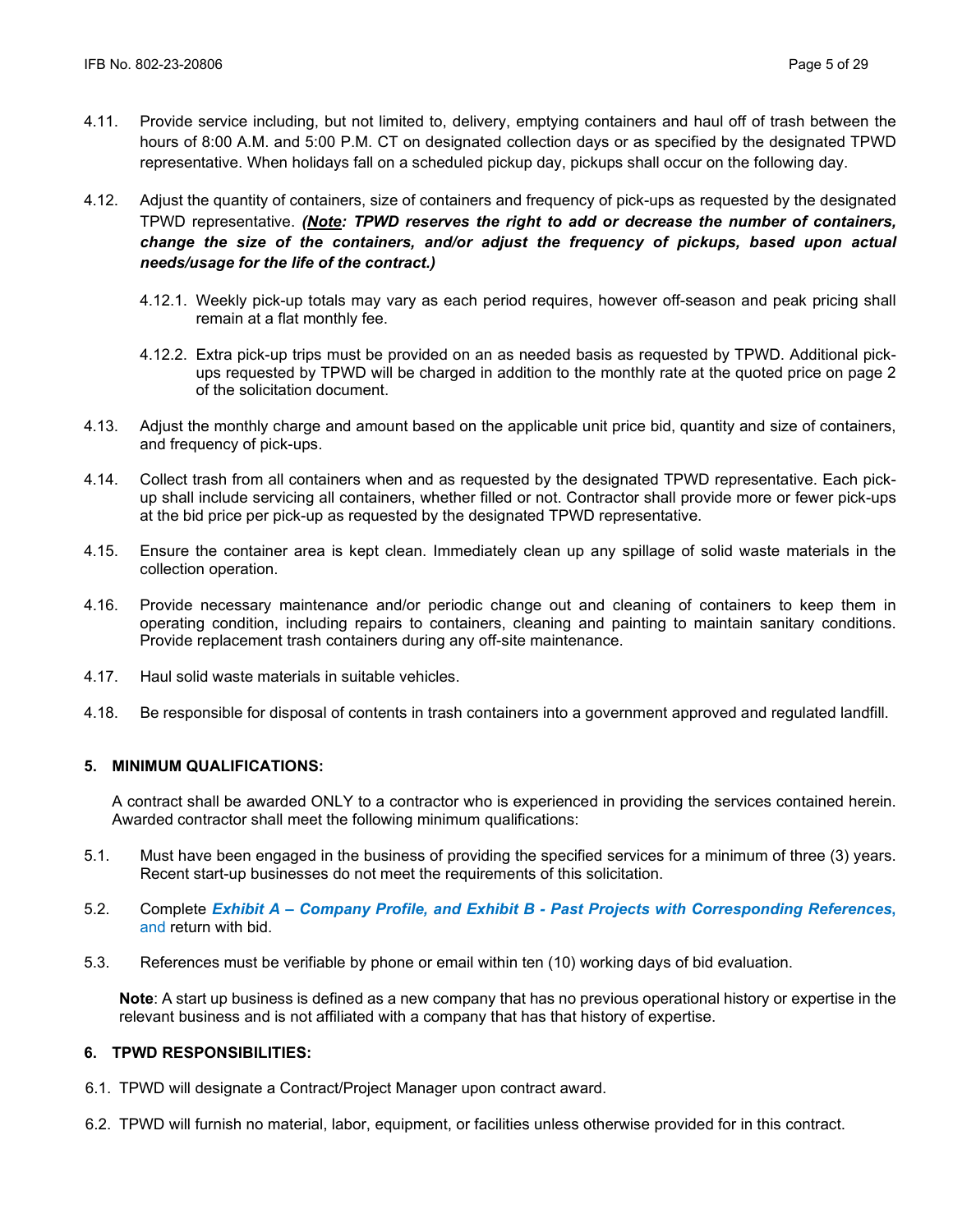4.11. Provide service including, but not limited to, delivery, emptying containers and haul off of trash between the hours of 8:00 A.M. and 5:00 P.M. CT on designated collection days or as specified by the designated TPWD representative. When holidays fall on a scheduled pickup day, pickups shall occur on the following day.

4.12. Adjust the quantity of containers, size of containers and frequency of pick-ups as requested by the designated TPWD representative. ***(Note: TPWD reserves the right to add or decrease the number of containers, change the size of the containers, and/or adjust the frequency of pickups, based upon actual needs/usage for the life of the contract.)***

4.12.1. Weekly pick-up totals may vary as each period requires, however off-season and peak pricing shall remain at a flat monthly fee.

4.12.2. Extra pick-up trips must be provided on an as needed basis as requested by TPWD. Additional pick-ups requested by TPWD will be charged in addition to the monthly rate at the quoted price on page 2 of the solicitation document.

4.13. Adjust the monthly charge and amount based on the applicable unit price bid, quantity and size of containers, and frequency of pick-ups.

4.14. Collect trash from all containers when and as requested by the designated TPWD representative. Each pick-up shall include servicing all containers, whether filled or not. Contractor shall provide more or fewer pick-ups at the bid price per pick-up as requested by the designated TPWD representative.

4.15. Ensure the container area is kept clean. Immediately clean up any spillage of solid waste materials in the collection operation.

4.16. Provide necessary maintenance and/or periodic change out and cleaning of containers to keep them in operating condition, including repairs to containers, cleaning and painting to maintain sanitary conditions. Provide replacement trash containers during any off-site maintenance.

4.17. Haul solid waste materials in suitable vehicles.

4.18. Be responsible for disposal of contents in trash containers into a government approved and regulated landfill.

## 5. MINIMUM QUALIFICATIONS:

A contract shall be awarded ONLY to a contractor who is experienced in providing the services contained herein. Awarded contractor shall meet the following minimum qualifications:

5.1. Must have been engaged in the business of providing the specified services for a minimum of three (3) years. Recent start-up businesses do not meet the requirements of this solicitation.

5.2. Complete ***Exhibit A – Company Profile, and Exhibit B - Past Projects with Corresponding References***, and return with bid.

5.3. References must be verifiable by phone or email within ten (10) working days of bid evaluation.

**Note**: A start up business is defined as a new company that has no previous operational history or expertise in the relevant business and is not affiliated with a company that has that history of expertise.

## 6. TPWD RESPONSIBILITIES:

6.1. TPWD will designate a Contract/Project Manager upon contract award.

6.2. TPWD will furnish no material, labor, equipment, or facilities unless otherwise provided for in this contract.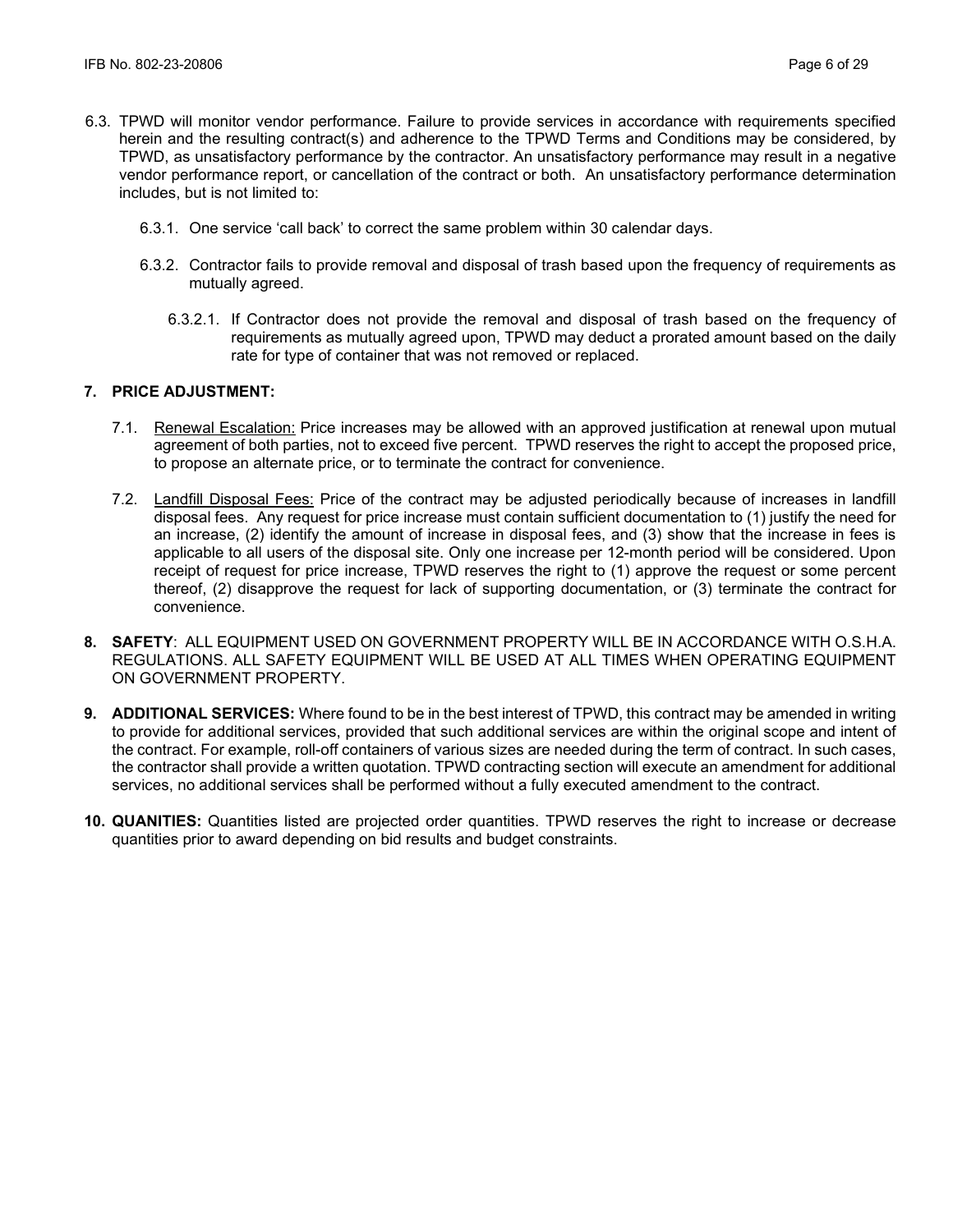6.3. TPWD will monitor vendor performance. Failure to provide services in accordance with requirements specified herein and the resulting contract(s) and adherence to the TPWD Terms and Conditions may be considered, by TPWD, as unsatisfactory performance by the contractor. An unsatisfactory performance may result in a negative vendor performance report, or cancellation of the contract or both. An unsatisfactory performance determination includes, but is not limited to:

6.3.1. One service 'call back' to correct the same problem within 30 calendar days.

6.3.2. Contractor fails to provide removal and disposal of trash based upon the frequency of requirements as mutually agreed.

6.3.2.1. If Contractor does not provide the removal and disposal of trash based on the frequency of requirements as mutually agreed upon, TPWD may deduct a prorated amount based on the daily rate for type of container that was not removed or replaced.

**7. PRICE ADJUSTMENT:**

7.1. <u>Renewal Escalation:</u> Price increases may be allowed with an approved justification at renewal upon mutual agreement of both parties, not to exceed five percent. TPWD reserves the right to accept the proposed price, to propose an alternate price, or to terminate the contract for convenience.

7.2. <u>Landfill Disposal Fees:</u> Price of the contract may be adjusted periodically because of increases in landfill disposal fees. Any request for price increase must contain sufficient documentation to (1) justify the need for an increase, (2) identify the amount of increase in disposal fees, and (3) show that the increase in fees is applicable to all users of the disposal site. Only one increase per 12-month period will be considered. Upon receipt of request for price increase, TPWD reserves the right to (1) approve the request or some percent thereof, (2) disapprove the request for lack of supporting documentation, or (3) terminate the contract for convenience.

**8. SAFETY**: ALL EQUIPMENT USED ON GOVERNMENT PROPERTY WILL BE IN ACCORDANCE WITH O.S.H.A. REGULATIONS. ALL SAFETY EQUIPMENT WILL BE USED AT ALL TIMES WHEN OPERATING EQUIPMENT ON GOVERNMENT PROPERTY.

**9. ADDITIONAL SERVICES:** Where found to be in the best interest of TPWD, this contract may be amended in writing to provide for additional services, provided that such additional services are within the original scope and intent of the contract. For example, roll-off containers of various sizes are needed during the term of contract. In such cases, the contractor shall provide a written quotation. TPWD contracting section will execute an amendment for additional services, no additional services shall be performed without a fully executed amendment to the contract.

**10. QUANITIES:** Quantities listed are projected order quantities. TPWD reserves the right to increase or decrease quantities prior to award depending on bid results and budget constraints.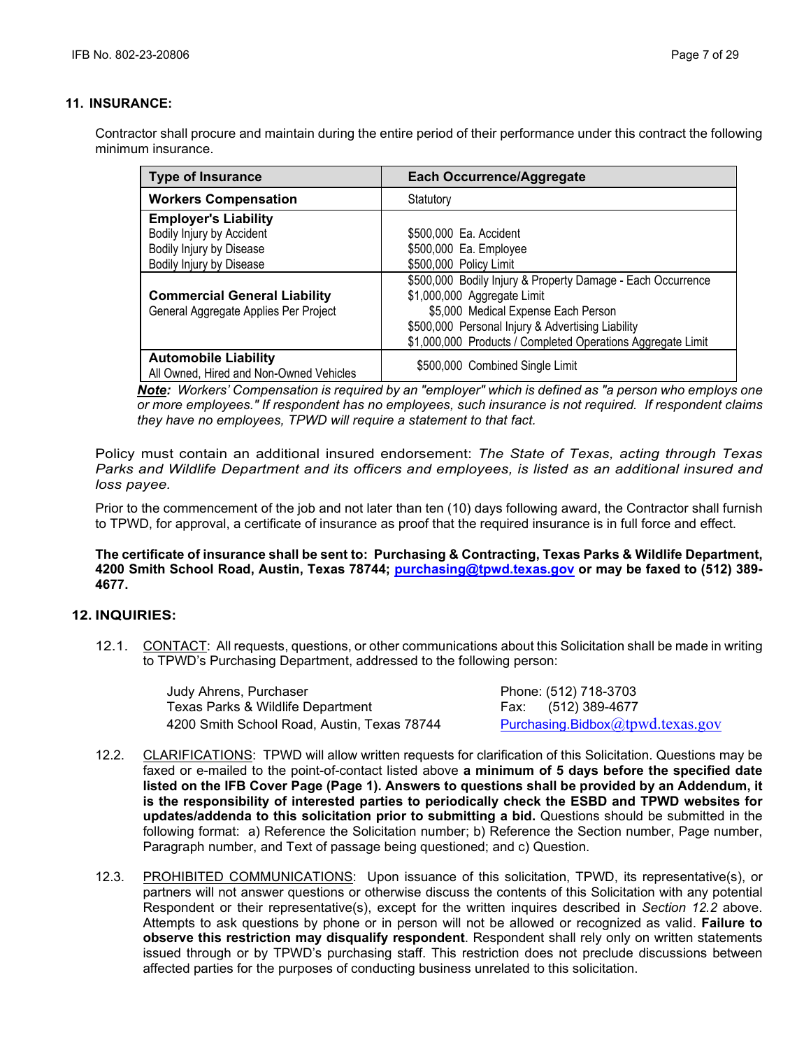## 11. INSURANCE:

Contractor shall procure and maintain during the entire period of their performance under this contract the following minimum insurance.

| Type of Insurance | Each Occurrence/Aggregate |
|---|---|
| **Workers Compensation** | Statutory |
| **Employer's Liability**<br>Bodily Injury by Accident<br>Bodily Injury by Disease<br>Bodily Injury by Disease | <br>$500,000 Ea. Accident<br>$500,000 Ea. Employee<br>$500,000 Policy Limit |
| **Commercial General Liability**<br>General Aggregate Applies Per Project | $500,000 Bodily Injury & Property Damage - Each Occurrence<br>$1,000,000 Aggregate Limit<br>$5,000 Medical Expense Each Person<br>$500,000 Personal Injury & Advertising Liability<br>$1,000,000 Products / Completed Operations Aggregate Limit |
| **Automobile Liability**<br>All Owned, Hired and Non-Owned Vehicles | $500,000 Combined Single Limit |

***Note:*** *Workers' Compensation is required by an "employer" which is defined as "a person who employs one or more employees." If respondent has no employees, such insurance is not required. If respondent claims they have no employees, TPWD will require a statement to that fact.*

Policy must contain an additional insured endorsement: *The State of Texas, acting through Texas Parks and Wildlife Department and its officers and employees, is listed as an additional insured and loss payee.*

Prior to the commencement of the job and not later than ten (10) days following award, the Contractor shall furnish to TPWD, for approval, a certificate of insurance as proof that the required insurance is in full force and effect.

**The certificate of insurance shall be sent to: Purchasing & Contracting, Texas Parks & Wildlife Department, 4200 Smith School Road, Austin, Texas 78744; purchasing@tpwd.texas.gov or may be faxed to (512) 389-4677.**

## 12. INQUIRIES:

12.1. CONTACT: All requests, questions, or other communications about this Solicitation shall be made in writing to TPWD's Purchasing Department, addressed to the following person:

Judy Ahrens, Purchaser
Texas Parks & Wildlife Department
4200 Smith School Road, Austin, Texas 78744

Phone: (512) 718-3703
Fax: (512) 389-4677
Purchasing.Bidbox@tpwd.texas.gov

12.2. CLARIFICATIONS: TPWD will allow written requests for clarification of this Solicitation. Questions may be faxed or e-mailed to the point-of-contact listed above **a minimum of 5 days before the specified date listed on the IFB Cover Page (Page 1). Answers to questions shall be provided by an Addendum, it is the responsibility of interested parties to periodically check the ESBD and TPWD websites for updates/addenda to this solicitation prior to submitting a bid.** Questions should be submitted in the following format: a) Reference the Solicitation number; b) Reference the Section number, Page number, Paragraph number, and Text of passage being questioned; and c) Question.

12.3. PROHIBITED COMMUNICATIONS: Upon issuance of this solicitation, TPWD, its representative(s), or partners will not answer questions or otherwise discuss the contents of this Solicitation with any potential Respondent or their representative(s), except for the written inquires described in *Section 12.2* above. Attempts to ask questions by phone or in person will not be allowed or recognized as valid. **Failure to observe this restriction may disqualify respondent**. Respondent shall rely only on written statements issued through or by TPWD's purchasing staff. This restriction does not preclude discussions between affected parties for the purposes of conducting business unrelated to this solicitation.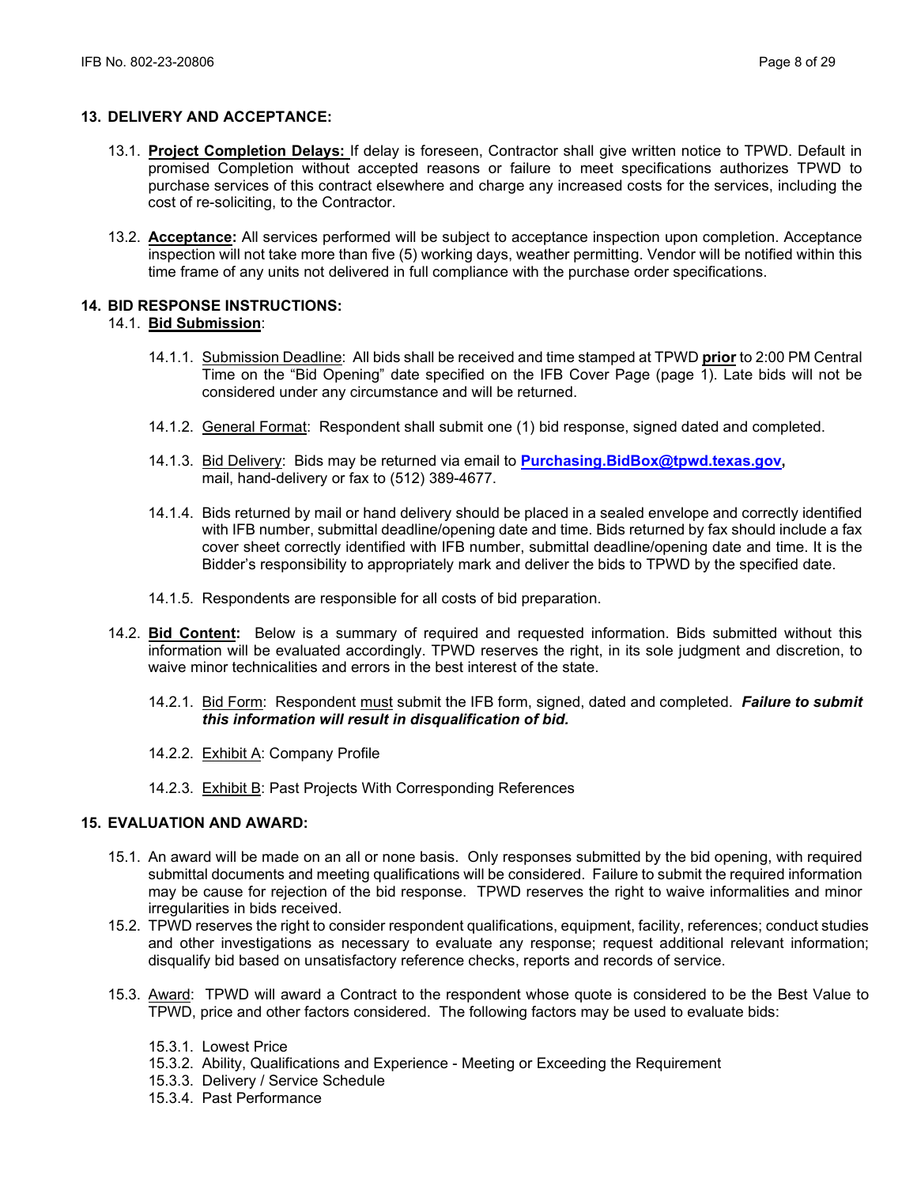## 13. DELIVERY AND ACCEPTANCE:

13.1. **Project Completion Delays:** If delay is foreseen, Contractor shall give written notice to TPWD. Default in promised Completion without accepted reasons or failure to meet specifications authorizes TPWD to purchase services of this contract elsewhere and charge any increased costs for the services, including the cost of re-soliciting, to the Contractor.

13.2. **Acceptance:** All services performed will be subject to acceptance inspection upon completion. Acceptance inspection will not take more than five (5) working days, weather permitting. Vendor will be notified within this time frame of any units not delivered in full compliance with the purchase order specifications.

## 14. BID RESPONSE INSTRUCTIONS:

14.1. **Bid Submission**:

14.1.1. Submission Deadline: All bids shall be received and time stamped at TPWD **prior** to 2:00 PM Central Time on the "Bid Opening" date specified on the IFB Cover Page (page 1). Late bids will not be considered under any circumstance and will be returned.

14.1.2. General Format: Respondent shall submit one (1) bid response, signed dated and completed.

14.1.3. Bid Delivery: Bids may be returned via email to **Purchasing.BidBox@tpwd.texas.gov,** mail, hand-delivery or fax to (512) 389-4677.

14.1.4. Bids returned by mail or hand delivery should be placed in a sealed envelope and correctly identified with IFB number, submittal deadline/opening date and time. Bids returned by fax should include a fax cover sheet correctly identified with IFB number, submittal deadline/opening date and time. It is the Bidder's responsibility to appropriately mark and deliver the bids to TPWD by the specified date.

14.1.5. Respondents are responsible for all costs of bid preparation.

14.2. **Bid Content:** Below is a summary of required and requested information. Bids submitted without this information will be evaluated accordingly. TPWD reserves the right, in its sole judgment and discretion, to waive minor technicalities and errors in the best interest of the state.

14.2.1. Bid Form: Respondent must submit the IFB form, signed, dated and completed. ***Failure to submit this information will result in disqualification of bid.***

14.2.2. Exhibit A: Company Profile

14.2.3. Exhibit B: Past Projects With Corresponding References

## 15. EVALUATION AND AWARD:

15.1. An award will be made on an all or none basis. Only responses submitted by the bid opening, with required submittal documents and meeting qualifications will be considered. Failure to submit the required information may be cause for rejection of the bid response. TPWD reserves the right to waive informalities and minor irregularities in bids received.

15.2. TPWD reserves the right to consider respondent qualifications, equipment, facility, references; conduct studies and other investigations as necessary to evaluate any response; request additional relevant information; disqualify bid based on unsatisfactory reference checks, reports and records of service.

15.3. Award: TPWD will award a Contract to the respondent whose quote is considered to be the Best Value to TPWD, price and other factors considered. The following factors may be used to evaluate bids:

15.3.1. Lowest Price
15.3.2. Ability, Qualifications and Experience - Meeting or Exceeding the Requirement
15.3.3. Delivery / Service Schedule
15.3.4. Past Performance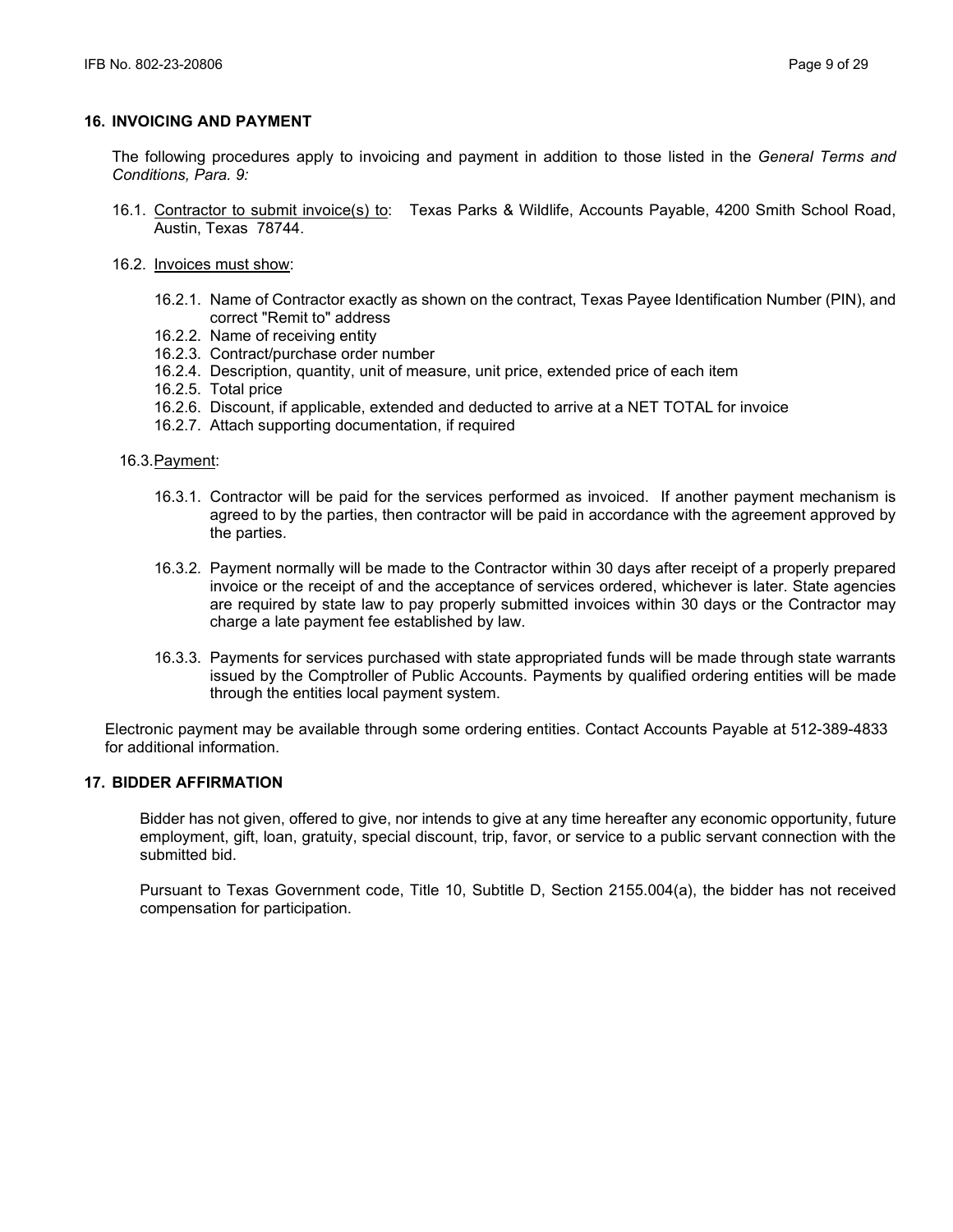## 16. INVOICING AND PAYMENT

The following procedures apply to invoicing and payment in addition to those listed in the *General Terms and Conditions, Para. 9:*

16.1. Contractor to submit invoice(s) to: Texas Parks & Wildlife, Accounts Payable, 4200 Smith School Road, Austin, Texas 78744.

16.2. Invoices must show:

- 16.2.1. Name of Contractor exactly as shown on the contract, Texas Payee Identification Number (PIN), and correct "Remit to" address
- 16.2.2. Name of receiving entity
- 16.2.3. Contract/purchase order number
- 16.2.4. Description, quantity, unit of measure, unit price, extended price of each item
- 16.2.5. Total price
- 16.2.6. Discount, if applicable, extended and deducted to arrive at a NET TOTAL for invoice
- 16.2.7. Attach supporting documentation, if required

16.3. Payment:

16.3.1. Contractor will be paid for the services performed as invoiced. If another payment mechanism is agreed to by the parties, then contractor will be paid in accordance with the agreement approved by the parties.

16.3.2. Payment normally will be made to the Contractor within 30 days after receipt of a properly prepared invoice or the receipt of and the acceptance of services ordered, whichever is later. State agencies are required by state law to pay properly submitted invoices within 30 days or the Contractor may charge a late payment fee established by law.

16.3.3. Payments for services purchased with state appropriated funds will be made through state warrants issued by the Comptroller of Public Accounts. Payments by qualified ordering entities will be made through the entities local payment system.

Electronic payment may be available through some ordering entities. Contact Accounts Payable at 512-389-4833 for additional information.

## 17. BIDDER AFFIRMATION

Bidder has not given, offered to give, nor intends to give at any time hereafter any economic opportunity, future employment, gift, loan, gratuity, special discount, trip, favor, or service to a public servant connection with the submitted bid.

Pursuant to Texas Government code, Title 10, Subtitle D, Section 2155.004(a), the bidder has not received compensation for participation.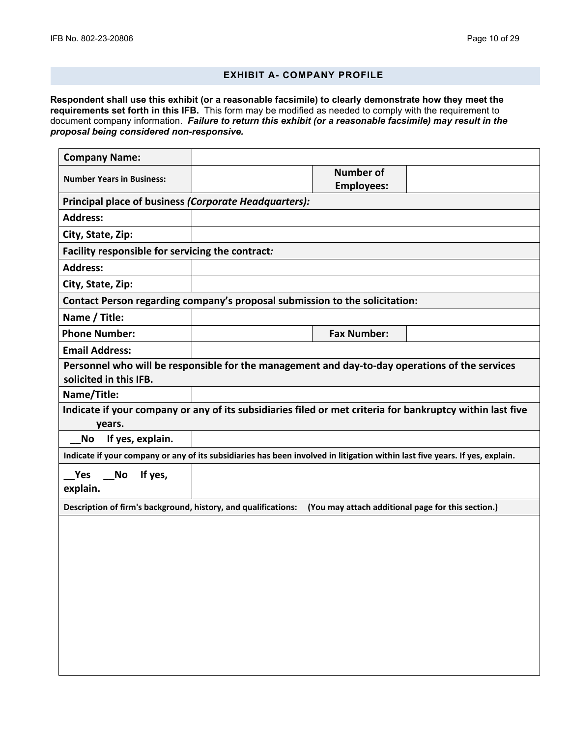## EXHIBIT A- COMPANY PROFILE

**Respondent shall use this exhibit (or a reasonable facsimile) to clearly demonstrate how they meet the requirements set forth in this IFB.** This form may be modified as needed to comply with the requirement to document company information. ***Failure to return this exhibit (or a reasonable facsimile) may result in the proposal being considered non-responsive.***

| **Company Name:** | | | |
|---|---|---|---|
| **Number Years in Business:** | | **Number of Employees:** | |
| **Principal place of business *(Corporate Headquarters):*** | | | |
| **Address:** | | | |
| **City, State, Zip:** | | | |
| **Facility responsible for servicing the contract*:*** | | | |
| **Address:** | | | |
| **City, State, Zip:** | | | |
| **Contact Person regarding company's proposal submission to the solicitation:** | | | |
| **Name / Title:** | | | |
| **Phone Number:** | | **Fax Number:** | |
| **Email Address:** | | | |
| **Personnel who will be responsible for the management and day-to-day operations of the services solicited in this IFB.** | | | |
| **Name/Title:** | | | |
| **Indicate if your company or any of its subsidiaries filed or met criteria for bankruptcy within last five years.** | | | |
| **__No If yes, explain.** | | | |
| **Indicate if your company or any of its subsidiaries has been involved in litigation within last five years. If yes, explain.** | | | |
| **__Yes __No If yes, explain.** | | | |
| **Description of firm's background, history, and qualifications: (You may attach additional page for this section.)** | | | |
| | | | |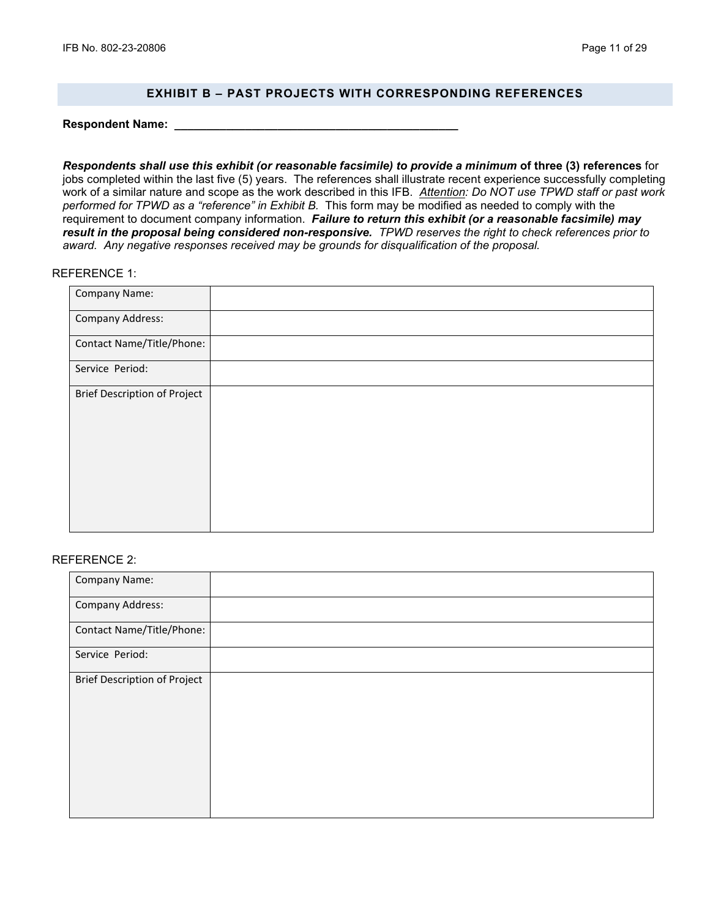## EXHIBIT B – PAST PROJECTS WITH CORRESPONDING REFERENCES

**Respondent Name: \_\_\_\_\_\_\_\_\_\_\_\_\_\_\_\_\_\_\_\_\_\_\_\_\_\_\_\_\_\_\_\_\_\_\_\_\_\_\_\_\_\_\_\_\_**

***Respondents shall use this exhibit (or reasonable facsimile) to provide a minimum* of three (3) references** for jobs completed within the last five (5) years. The references shall illustrate recent experience successfully completing work of a similar nature and scope as the work described in this IFB. *<u>Attention</u>: Do NOT use TPWD staff or past work performed for TPWD as a "reference" in Exhibit B.* This form may be modified as needed to comply with the requirement to document company information. ***Failure to return this exhibit (or a reasonable facsimile) may result in the proposal being considered non-responsive.*** *TPWD reserves the right to check references prior to award. Any negative responses received may be grounds for disqualification of the proposal.*

REFERENCE 1:

| Company Name: | |
|---|---|
| Company Address: | |
| Contact Name/Title/Phone: | |
| Service Period: | |
| Brief Description of Project | |

REFERENCE 2:

| Company Name: | |
|---|---|
| Company Address: | |
| Contact Name/Title/Phone: | |
| Service Period: | |
| Brief Description of Project | |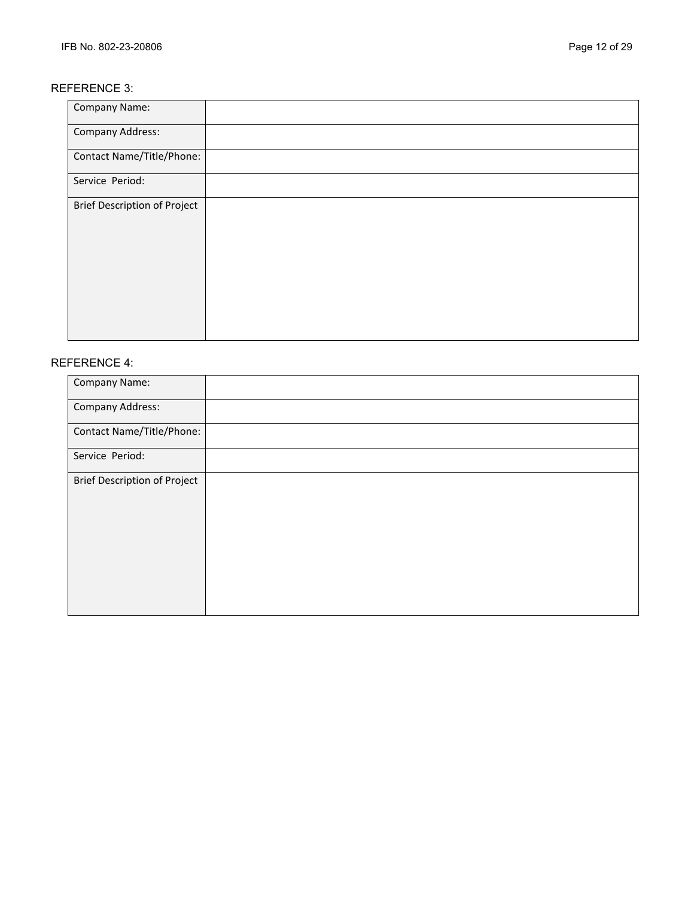REFERENCE 3:

| Company Name: | |
|---|---|
| Company Address: | |
| Contact Name/Title/Phone: | |
| Service Period: | |
| Brief Description of Project | |

REFERENCE 4:

| Company Name: | |
|---|---|
| Company Address: | |
| Contact Name/Title/Phone: | |
| Service Period: | |
| Brief Description of Project | |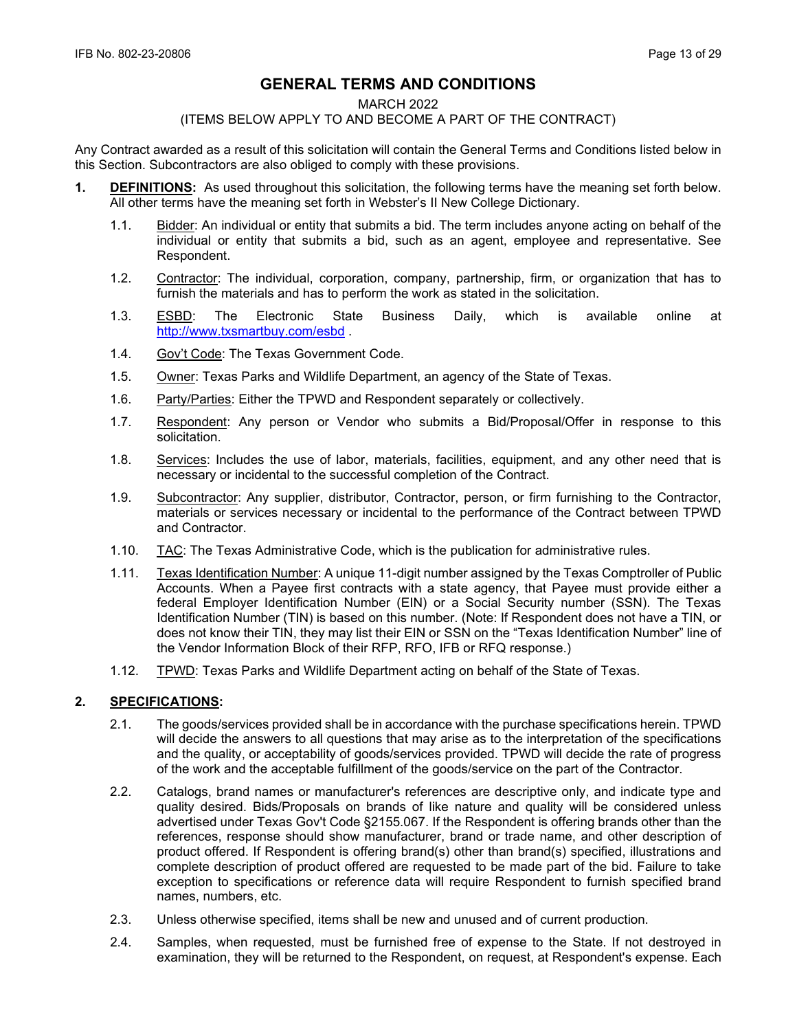# GENERAL TERMS AND CONDITIONS

MARCH 2022

(ITEMS BELOW APPLY TO AND BECOME A PART OF THE CONTRACT)

Any Contract awarded as a result of this solicitation will contain the General Terms and Conditions listed below in this Section. Subcontractors are also obliged to comply with these provisions.

1. **DEFINITIONS:** As used throughout this solicitation, the following terms have the meaning set forth below. All other terms have the meaning set forth in Webster's II New College Dictionary.

   1.1. Bidder: An individual or entity that submits a bid. The term includes anyone acting on behalf of the individual or entity that submits a bid, such as an agent, employee and representative. See Respondent.

   1.2. Contractor: The individual, corporation, company, partnership, firm, or organization that has to furnish the materials and has to perform the work as stated in the solicitation.

   1.3. ESBD: The Electronic State Business Daily, which is available online at http://www.txsmartbuy.com/esbd .

   1.4. Gov't Code: The Texas Government Code.

   1.5. Owner: Texas Parks and Wildlife Department, an agency of the State of Texas.

   1.6. Party/Parties: Either the TPWD and Respondent separately or collectively.

   1.7. Respondent: Any person or Vendor who submits a Bid/Proposal/Offer in response to this solicitation.

   1.8. Services: Includes the use of labor, materials, facilities, equipment, and any other need that is necessary or incidental to the successful completion of the Contract.

   1.9. Subcontractor: Any supplier, distributor, Contractor, person, or firm furnishing to the Contractor, materials or services necessary or incidental to the performance of the Contract between TPWD and Contractor.

   1.10. TAC: The Texas Administrative Code, which is the publication for administrative rules.

   1.11. Texas Identification Number: A unique 11-digit number assigned by the Texas Comptroller of Public Accounts. When a Payee first contracts with a state agency, that Payee must provide either a federal Employer Identification Number (EIN) or a Social Security number (SSN). The Texas Identification Number (TIN) is based on this number. (Note: If Respondent does not have a TIN, or does not know their TIN, they may list their EIN or SSN on the "Texas Identification Number" line of the Vendor Information Block of their RFP, RFO, IFB or RFQ response.)

   1.12. TPWD: Texas Parks and Wildlife Department acting on behalf of the State of Texas.

2. **SPECIFICATIONS:**

   2.1. The goods/services provided shall be in accordance with the purchase specifications herein. TPWD will decide the answers to all questions that may arise as to the interpretation of the specifications and the quality, or acceptability of goods/services provided. TPWD will decide the rate of progress of the work and the acceptable fulfillment of the goods/service on the part of the Contractor.

   2.2. Catalogs, brand names or manufacturer's references are descriptive only, and indicate type and quality desired. Bids/Proposals on brands of like nature and quality will be considered unless advertised under Texas Gov't Code §2155.067. If the Respondent is offering brands other than the references, response should show manufacturer, brand or trade name, and other description of product offered. If Respondent is offering brand(s) other than brand(s) specified, illustrations and complete description of product offered are requested to be made part of the bid. Failure to take exception to specifications or reference data will require Respondent to furnish specified brand names, numbers, etc.

   2.3. Unless otherwise specified, items shall be new and unused and of current production.

   2.4. Samples, when requested, must be furnished free of expense to the State. If not destroyed in examination, they will be returned to the Respondent, on request, at Respondent's expense. Each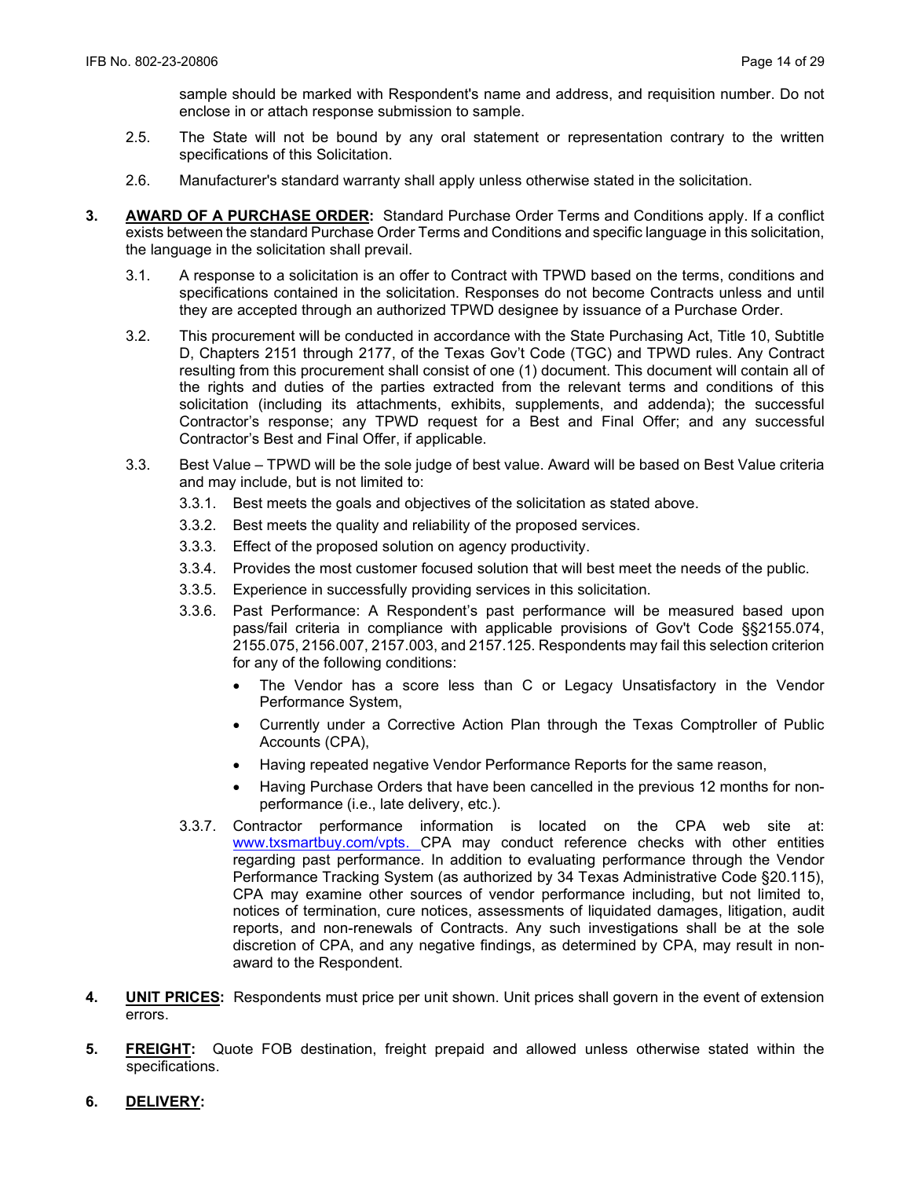sample should be marked with Respondent's name and address, and requisition number. Do not enclose in or attach response submission to sample.

2.5. The State will not be bound by any oral statement or representation contrary to the written specifications of this Solicitation.

2.6. Manufacturer's standard warranty shall apply unless otherwise stated in the solicitation.

3. **AWARD OF A PURCHASE ORDER:** Standard Purchase Order Terms and Conditions apply. If a conflict exists between the standard Purchase Order Terms and Conditions and specific language in this solicitation, the language in the solicitation shall prevail.

3.1. A response to a solicitation is an offer to Contract with TPWD based on the terms, conditions and specifications contained in the solicitation. Responses do not become Contracts unless and until they are accepted through an authorized TPWD designee by issuance of a Purchase Order.

3.2. This procurement will be conducted in accordance with the State Purchasing Act, Title 10, Subtitle D, Chapters 2151 through 2177, of the Texas Gov't Code (TGC) and TPWD rules. Any Contract resulting from this procurement shall consist of one (1) document. This document will contain all of the rights and duties of the parties extracted from the relevant terms and conditions of this solicitation (including its attachments, exhibits, supplements, and addenda); the successful Contractor's response; any TPWD request for a Best and Final Offer; and any successful Contractor's Best and Final Offer, if applicable.

3.3. Best Value – TPWD will be the sole judge of best value. Award will be based on Best Value criteria and may include, but is not limited to:

3.3.1. Best meets the goals and objectives of the solicitation as stated above.

3.3.2. Best meets the quality and reliability of the proposed services.

3.3.3. Effect of the proposed solution on agency productivity.

3.3.4. Provides the most customer focused solution that will best meet the needs of the public.

3.3.5. Experience in successfully providing services in this solicitation.

3.3.6. Past Performance: A Respondent's past performance will be measured based upon pass/fail criteria in compliance with applicable provisions of Gov't Code §§2155.074, 2155.075, 2156.007, 2157.003, and 2157.125. Respondents may fail this selection criterion for any of the following conditions:

- The Vendor has a score less than C or Legacy Unsatisfactory in the Vendor Performance System,
- Currently under a Corrective Action Plan through the Texas Comptroller of Public Accounts (CPA),
- Having repeated negative Vendor Performance Reports for the same reason,
- Having Purchase Orders that have been cancelled in the previous 12 months for non-performance (i.e., late delivery, etc.).

3.3.7. Contractor performance information is located on the CPA web site at: www.txsmartbuy.com/vpts. CPA may conduct reference checks with other entities regarding past performance. In addition to evaluating performance through the Vendor Performance Tracking System (as authorized by 34 Texas Administrative Code §20.115), CPA may examine other sources of vendor performance including, but not limited to, notices of termination, cure notices, assessments of liquidated damages, litigation, audit reports, and non-renewals of Contracts. Any such investigations shall be at the sole discretion of CPA, and any negative findings, as determined by CPA, may result in non-award to the Respondent.

4. **UNIT PRICES:** Respondents must price per unit shown. Unit prices shall govern in the event of extension errors.

5. **FREIGHT:** Quote FOB destination, freight prepaid and allowed unless otherwise stated within the specifications.

6. **DELIVERY:**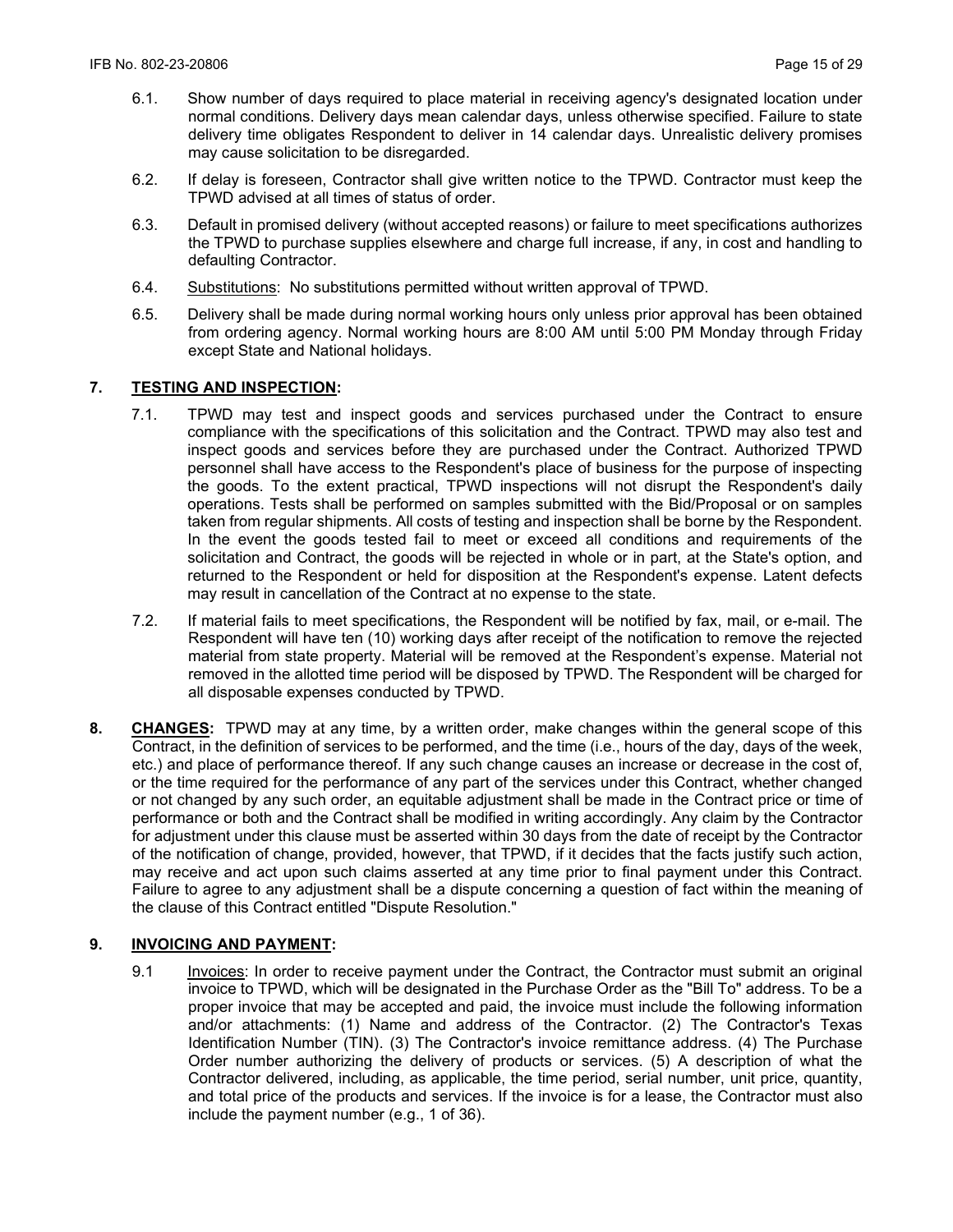6.1. Show number of days required to place material in receiving agency's designated location under normal conditions. Delivery days mean calendar days, unless otherwise specified. Failure to state delivery time obligates Respondent to deliver in 14 calendar days. Unrealistic delivery promises may cause solicitation to be disregarded.

6.2. If delay is foreseen, Contractor shall give written notice to the TPWD. Contractor must keep the TPWD advised at all times of status of order.

6.3. Default in promised delivery (without accepted reasons) or failure to meet specifications authorizes the TPWD to purchase supplies elsewhere and charge full increase, if any, in cost and handling to defaulting Contractor.

6.4. Substitutions: No substitutions permitted without written approval of TPWD.

6.5. Delivery shall be made during normal working hours only unless prior approval has been obtained from ordering agency. Normal working hours are 8:00 AM until 5:00 PM Monday through Friday except State and National holidays.

## 7. TESTING AND INSPECTION:

7.1. TPWD may test and inspect goods and services purchased under the Contract to ensure compliance with the specifications of this solicitation and the Contract. TPWD may also test and inspect goods and services before they are purchased under the Contract. Authorized TPWD personnel shall have access to the Respondent's place of business for the purpose of inspecting the goods. To the extent practical, TPWD inspections will not disrupt the Respondent's daily operations. Tests shall be performed on samples submitted with the Bid/Proposal or on samples taken from regular shipments. All costs of testing and inspection shall be borne by the Respondent. In the event the goods tested fail to meet or exceed all conditions and requirements of the solicitation and Contract, the goods will be rejected in whole or in part, at the State's option, and returned to the Respondent or held for disposition at the Respondent's expense. Latent defects may result in cancellation of the Contract at no expense to the state.

7.2. If material fails to meet specifications, the Respondent will be notified by fax, mail, or e-mail. The Respondent will have ten (10) working days after receipt of the notification to remove the rejected material from state property. Material will be removed at the Respondent's expense. Material not removed in the allotted time period will be disposed by TPWD. The Respondent will be charged for all disposable expenses conducted by TPWD.

**8. CHANGES:** TPWD may at any time, by a written order, make changes within the general scope of this Contract, in the definition of services to be performed, and the time (i.e., hours of the day, days of the week, etc.) and place of performance thereof. If any such change causes an increase or decrease in the cost of, or the time required for the performance of any part of the services under this Contract, whether changed or not changed by any such order, an equitable adjustment shall be made in the Contract price or time of performance or both and the Contract shall be modified in writing accordingly. Any claim by the Contractor for adjustment under this clause must be asserted within 30 days from the date of receipt by the Contractor of the notification of change, provided, however, that TPWD, if it decides that the facts justify such action, may receive and act upon such claims asserted at any time prior to final payment under this Contract. Failure to agree to any adjustment shall be a dispute concerning a question of fact within the meaning of the clause of this Contract entitled "Dispute Resolution."

## 9. INVOICING AND PAYMENT:

9.1 Invoices: In order to receive payment under the Contract, the Contractor must submit an original invoice to TPWD, which will be designated in the Purchase Order as the "Bill To" address. To be a proper invoice that may be accepted and paid, the invoice must include the following information and/or attachments: (1) Name and address of the Contractor. (2) The Contractor's Texas Identification Number (TIN). (3) The Contractor's invoice remittance address. (4) The Purchase Order number authorizing the delivery of products or services. (5) A description of what the Contractor delivered, including, as applicable, the time period, serial number, unit price, quantity, and total price of the products and services. If the invoice is for a lease, the Contractor must also include the payment number (e.g., 1 of 36).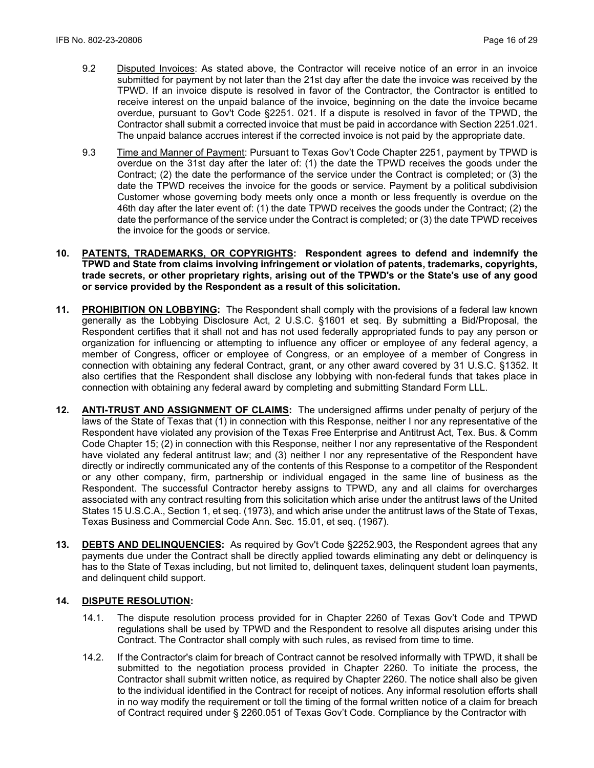9.2 Disputed Invoices: As stated above, the Contractor will receive notice of an error in an invoice submitted for payment by not later than the 21st day after the date the invoice was received by the TPWD. If an invoice dispute is resolved in favor of the Contractor, the Contractor is entitled to receive interest on the unpaid balance of the invoice, beginning on the date the invoice became overdue, pursuant to Gov't Code §2251. 021. If a dispute is resolved in favor of the TPWD, the Contractor shall submit a corrected invoice that must be paid in accordance with Section 2251.021. The unpaid balance accrues interest if the corrected invoice is not paid by the appropriate date.

9.3 Time and Manner of Payment: Pursuant to Texas Gov't Code Chapter 2251, payment by TPWD is overdue on the 31st day after the later of: (1) the date the TPWD receives the goods under the Contract; (2) the date the performance of the service under the Contract is completed; or (3) the date the TPWD receives the invoice for the goods or service. Payment by a political subdivision Customer whose governing body meets only once a month or less frequently is overdue on the 46th day after the later event of: (1) the date TPWD receives the goods under the Contract; (2) the date the performance of the service under the Contract is completed; or (3) the date TPWD receives the invoice for the goods or service.

**10. PATENTS, TRADEMARKS, OR COPYRIGHTS: Respondent agrees to defend and indemnify the TPWD and State from claims involving infringement or violation of patents, trademarks, copyrights, trade secrets, or other proprietary rights, arising out of the TPWD's or the State's use of any good or service provided by the Respondent as a result of this solicitation.**

**11. PROHIBITION ON LOBBYING:** The Respondent shall comply with the provisions of a federal law known generally as the Lobbying Disclosure Act, 2 U.S.C. §1601 et seq. By submitting a Bid/Proposal, the Respondent certifies that it shall not and has not used federally appropriated funds to pay any person or organization for influencing or attempting to influence any officer or employee of any federal agency, a member of Congress, officer or employee of Congress, or an employee of a member of Congress in connection with obtaining any federal Contract, grant, or any other award covered by 31 U.S.C. §1352. It also certifies that the Respondent shall disclose any lobbying with non-federal funds that takes place in connection with obtaining any federal award by completing and submitting Standard Form LLL.

**12. ANTI-TRUST AND ASSIGNMENT OF CLAIMS:** The undersigned affirms under penalty of perjury of the laws of the State of Texas that (1) in connection with this Response, neither I nor any representative of the Respondent have violated any provision of the Texas Free Enterprise and Antitrust Act, Tex. Bus. & Comm Code Chapter 15; (2) in connection with this Response, neither I nor any representative of the Respondent have violated any federal antitrust law; and (3) neither I nor any representative of the Respondent have directly or indirectly communicated any of the contents of this Response to a competitor of the Respondent or any other company, firm, partnership or individual engaged in the same line of business as the Respondent. The successful Contractor hereby assigns to TPWD, any and all claims for overcharges associated with any contract resulting from this solicitation which arise under the antitrust laws of the United States 15 U.S.C.A., Section 1, et seq. (1973), and which arise under the antitrust laws of the State of Texas, Texas Business and Commercial Code Ann. Sec. 15.01, et seq. (1967).

**13. DEBTS AND DELINQUENCIES:** As required by Gov't Code §2252.903, the Respondent agrees that any payments due under the Contract shall be directly applied towards eliminating any debt or delinquency is has to the State of Texas including, but not limited to, delinquent taxes, delinquent student loan payments, and delinquent child support.

**14. DISPUTE RESOLUTION:**

14.1. The dispute resolution process provided for in Chapter 2260 of Texas Gov't Code and TPWD regulations shall be used by TPWD and the Respondent to resolve all disputes arising under this Contract. The Contractor shall comply with such rules, as revised from time to time.

14.2. If the Contractor's claim for breach of Contract cannot be resolved informally with TPWD, it shall be submitted to the negotiation process provided in Chapter 2260. To initiate the process, the Contractor shall submit written notice, as required by Chapter 2260. The notice shall also be given to the individual identified in the Contract for receipt of notices. Any informal resolution efforts shall in no way modify the requirement or toll the timing of the formal written notice of a claim for breach of Contract required under § 2260.051 of Texas Gov't Code. Compliance by the Contractor with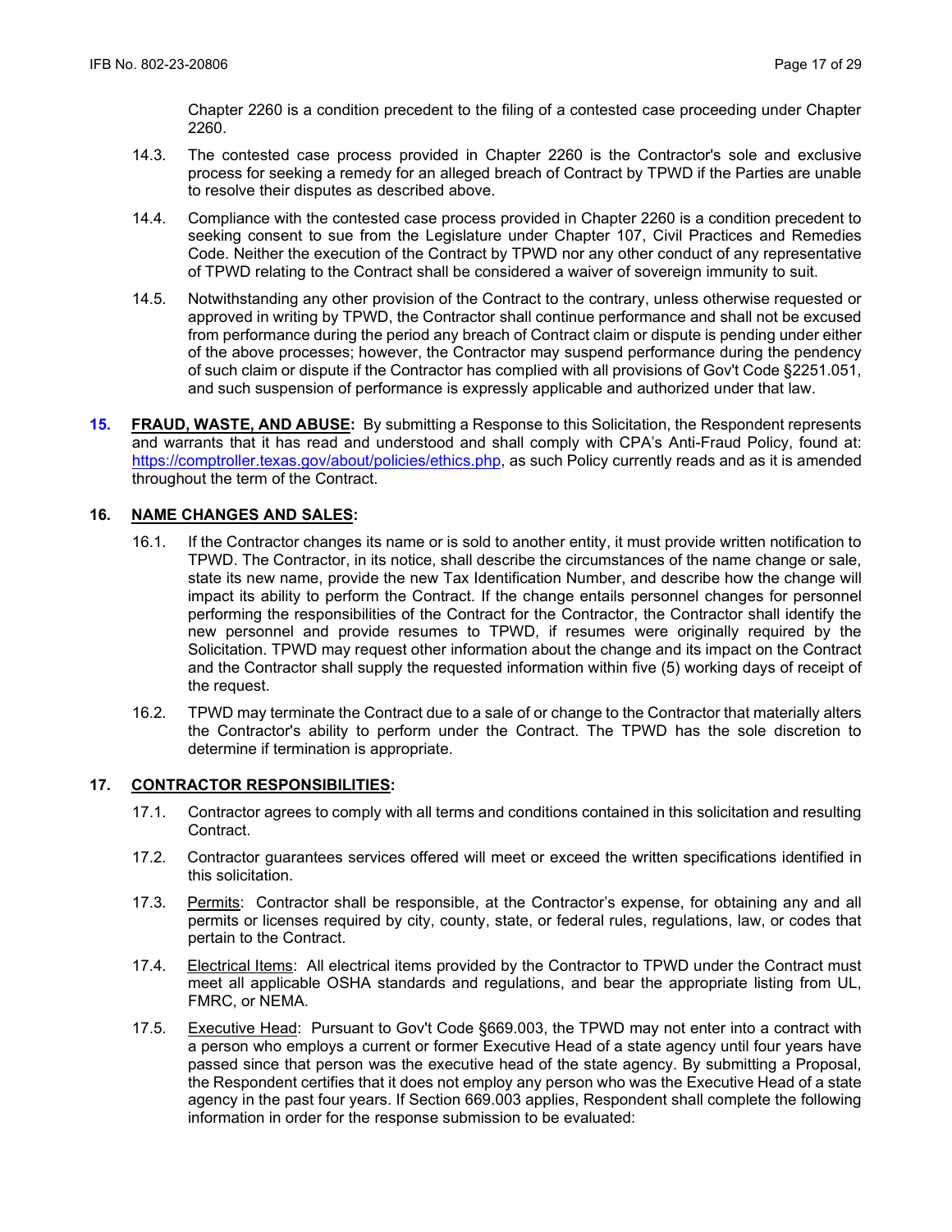Chapter 2260 is a condition precedent to the filing of a contested case proceeding under Chapter 2260.

14.3. The contested case process provided in Chapter 2260 is the Contractor's sole and exclusive process for seeking a remedy for an alleged breach of Contract by TPWD if the Parties are unable to resolve their disputes as described above.

14.4. Compliance with the contested case process provided in Chapter 2260 is a condition precedent to seeking consent to sue from the Legislature under Chapter 107, Civil Practices and Remedies Code. Neither the execution of the Contract by TPWD nor any other conduct of any representative of TPWD relating to the Contract shall be considered a waiver of sovereign immunity to suit.

14.5. Notwithstanding any other provision of the Contract to the contrary, unless otherwise requested or approved in writing by TPWD, the Contractor shall continue performance and shall not be excused from performance during the period any breach of Contract claim or dispute is pending under either of the above processes; however, the Contractor may suspend performance during the pendency of such claim or dispute if the Contractor has complied with all provisions of Gov't Code §2251.051, and such suspension of performance is expressly applicable and authorized under that law.

**15. FRAUD, WASTE, AND ABUSE:** By submitting a Response to this Solicitation, the Respondent represents and warrants that it has read and understood and shall comply with CPA's Anti-Fraud Policy, found at: https://comptroller.texas.gov/about/policies/ethics.php, as such Policy currently reads and as it is amended throughout the term of the Contract.

**16. NAME CHANGES AND SALES:**

16.1. If the Contractor changes its name or is sold to another entity, it must provide written notification to TPWD. The Contractor, in its notice, shall describe the circumstances of the name change or sale, state its new name, provide the new Tax Identification Number, and describe how the change will impact its ability to perform the Contract. If the change entails personnel changes for personnel performing the responsibilities of the Contract for the Contractor, the Contractor shall identify the new personnel and provide resumes to TPWD, if resumes were originally required by the Solicitation. TPWD may request other information about the change and its impact on the Contract and the Contractor shall supply the requested information within five (5) working days of receipt of the request.

16.2. TPWD may terminate the Contract due to a sale of or change to the Contractor that materially alters the Contractor's ability to perform under the Contract. The TPWD has the sole discretion to determine if termination is appropriate.

**17. CONTRACTOR RESPONSIBILITIES:**

17.1. Contractor agrees to comply with all terms and conditions contained in this solicitation and resulting Contract.

17.2. Contractor guarantees services offered will meet or exceed the written specifications identified in this solicitation.

17.3. Permits: Contractor shall be responsible, at the Contractor's expense, for obtaining any and all permits or licenses required by city, county, state, or federal rules, regulations, law, or codes that pertain to the Contract.

17.4. Electrical Items: All electrical items provided by the Contractor to TPWD under the Contract must meet all applicable OSHA standards and regulations, and bear the appropriate listing from UL, FMRC, or NEMA.

17.5. Executive Head: Pursuant to Gov't Code §669.003, the TPWD may not enter into a contract with a person who employs a current or former Executive Head of a state agency until four years have passed since that person was the executive head of the state agency. By submitting a Proposal, the Respondent certifies that it does not employ any person who was the Executive Head of a state agency in the past four years. If Section 669.003 applies, Respondent shall complete the following information in order for the response submission to be evaluated: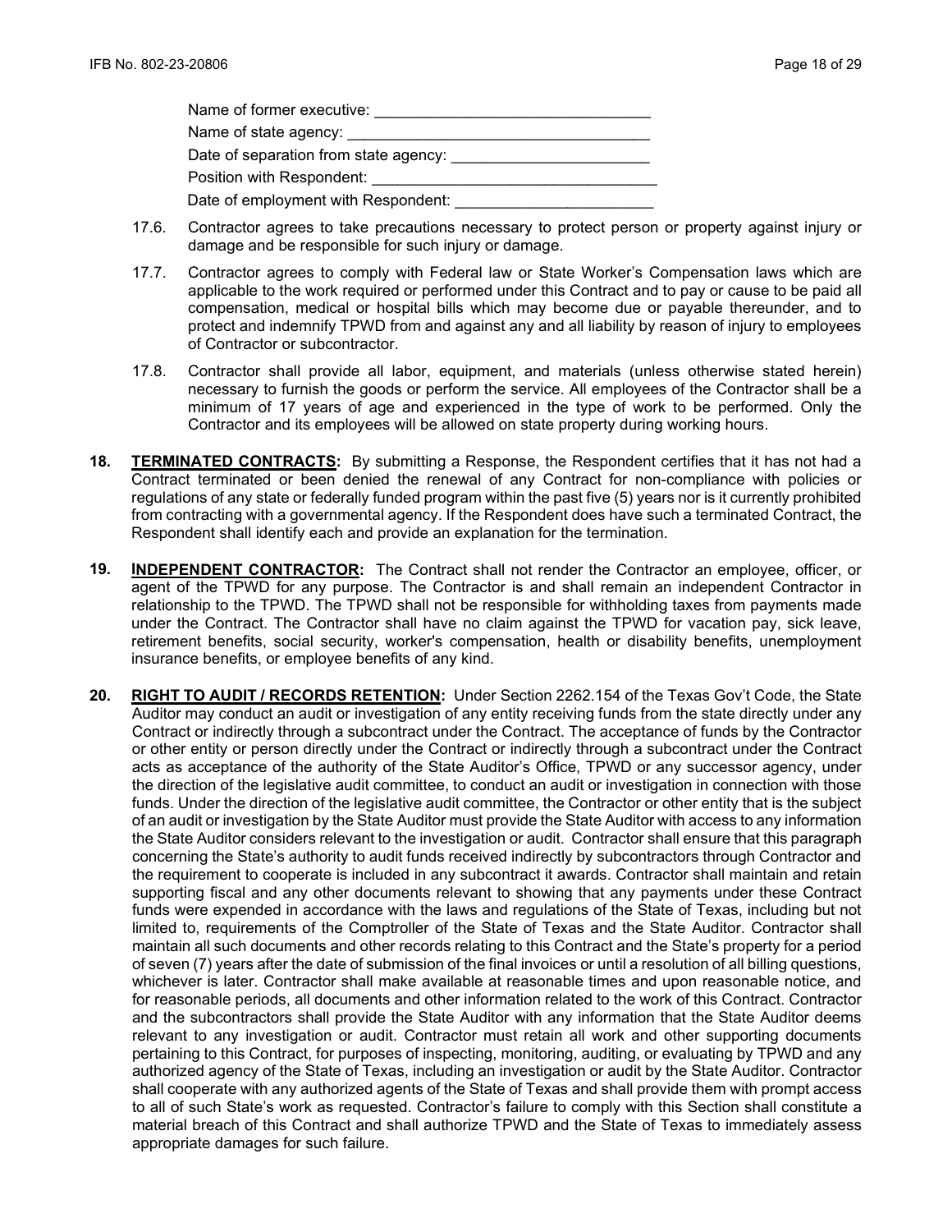Name of former executive: ________________________________

Name of state agency: ___________________________________

Date of separation from state agency: _______________________

Position with Respondent: ________________________________

Date of employment with Respondent: _______________________

17.6. Contractor agrees to take precautions necessary to protect person or property against injury or damage and be responsible for such injury or damage.

17.7. Contractor agrees to comply with Federal law or State Worker's Compensation laws which are applicable to the work required or performed under this Contract and to pay or cause to be paid all compensation, medical or hospital bills which may become due or payable thereunder, and to protect and indemnify TPWD from and against any and all liability by reason of injury to employees of Contractor or subcontractor.

17.8. Contractor shall provide all labor, equipment, and materials (unless otherwise stated herein) necessary to furnish the goods or perform the service. All employees of the Contractor shall be a minimum of 17 years of age and experienced in the type of work to be performed. Only the Contractor and its employees will be allowed on state property during working hours.

**18. TERMINATED CONTRACTS:** By submitting a Response, the Respondent certifies that it has not had a Contract terminated or been denied the renewal of any Contract for non-compliance with policies or regulations of any state or federally funded program within the past five (5) years nor is it currently prohibited from contracting with a governmental agency. If the Respondent does have such a terminated Contract, the Respondent shall identify each and provide an explanation for the termination.

**19. INDEPENDENT CONTRACTOR:** The Contract shall not render the Contractor an employee, officer, or agent of the TPWD for any purpose. The Contractor is and shall remain an independent Contractor in relationship to the TPWD. The TPWD shall not be responsible for withholding taxes from payments made under the Contract. The Contractor shall have no claim against the TPWD for vacation pay, sick leave, retirement benefits, social security, worker's compensation, health or disability benefits, unemployment insurance benefits, or employee benefits of any kind.

**20. RIGHT TO AUDIT / RECORDS RETENTION:** Under Section 2262.154 of the Texas Gov't Code, the State Auditor may conduct an audit or investigation of any entity receiving funds from the state directly under any Contract or indirectly through a subcontract under the Contract. The acceptance of funds by the Contractor or other entity or person directly under the Contract or indirectly through a subcontract under the Contract acts as acceptance of the authority of the State Auditor's Office, TPWD or any successor agency, under the direction of the legislative audit committee, to conduct an audit or investigation in connection with those funds. Under the direction of the legislative audit committee, the Contractor or other entity that is the subject of an audit or investigation by the State Auditor must provide the State Auditor with access to any information the State Auditor considers relevant to the investigation or audit. Contractor shall ensure that this paragraph concerning the State's authority to audit funds received indirectly by subcontractors through Contractor and the requirement to cooperate is included in any subcontract it awards. Contractor shall maintain and retain supporting fiscal and any other documents relevant to showing that any payments under these Contract funds were expended in accordance with the laws and regulations of the State of Texas, including but not limited to, requirements of the Comptroller of the State of Texas and the State Auditor. Contractor shall maintain all such documents and other records relating to this Contract and the State's property for a period of seven (7) years after the date of submission of the final invoices or until a resolution of all billing questions, whichever is later. Contractor shall make available at reasonable times and upon reasonable notice, and for reasonable periods, all documents and other information related to the work of this Contract. Contractor and the subcontractors shall provide the State Auditor with any information that the State Auditor deems relevant to any investigation or audit. Contractor must retain all work and other supporting documents pertaining to this Contract, for purposes of inspecting, monitoring, auditing, or evaluating by TPWD and any authorized agency of the State of Texas, including an investigation or audit by the State Auditor. Contractor shall cooperate with any authorized agents of the State of Texas and shall provide them with prompt access to all of such State's work as requested. Contractor's failure to comply with this Section shall constitute a material breach of this Contract and shall authorize TPWD and the State of Texas to immediately assess appropriate damages for such failure.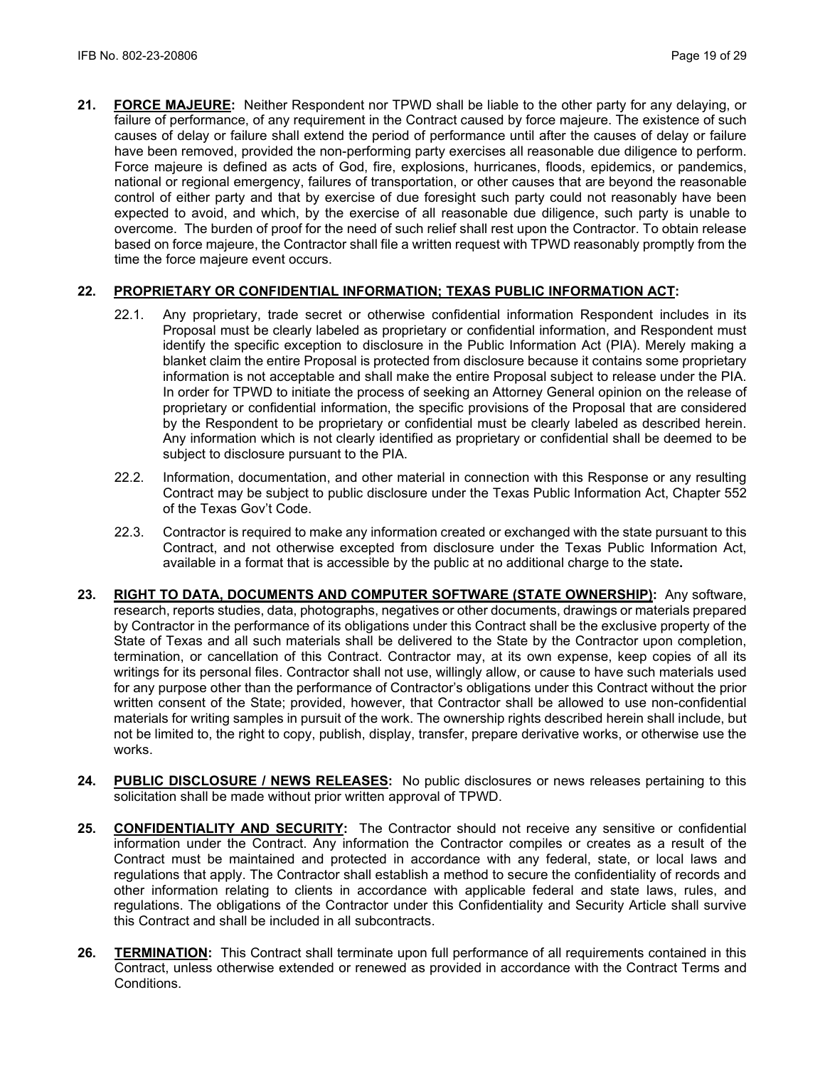21. **FORCE MAJEURE:** Neither Respondent nor TPWD shall be liable to the other party for any delaying, or failure of performance, of any requirement in the Contract caused by force majeure. The existence of such causes of delay or failure shall extend the period of performance until after the causes of delay or failure have been removed, provided the non-performing party exercises all reasonable due diligence to perform. Force majeure is defined as acts of God, fire, explosions, hurricanes, floods, epidemics, or pandemics, national or regional emergency, failures of transportation, or other causes that are beyond the reasonable control of either party and that by exercise of due foresight such party could not reasonably have been expected to avoid, and which, by the exercise of all reasonable due diligence, such party is unable to overcome. The burden of proof for the need of such relief shall rest upon the Contractor. To obtain release based on force majeure, the Contractor shall file a written request with TPWD reasonably promptly from the time the force majeure event occurs.

22. **PROPRIETARY OR CONFIDENTIAL INFORMATION; TEXAS PUBLIC INFORMATION ACT:**

    22.1. Any proprietary, trade secret or otherwise confidential information Respondent includes in its Proposal must be clearly labeled as proprietary or confidential information, and Respondent must identify the specific exception to disclosure in the Public Information Act (PIA). Merely making a blanket claim the entire Proposal is protected from disclosure because it contains some proprietary information is not acceptable and shall make the entire Proposal subject to release under the PIA. In order for TPWD to initiate the process of seeking an Attorney General opinion on the release of proprietary or confidential information, the specific provisions of the Proposal that are considered by the Respondent to be proprietary or confidential must be clearly labeled as described herein. Any information which is not clearly identified as proprietary or confidential shall be deemed to be subject to disclosure pursuant to the PIA.

    22.2. Information, documentation, and other material in connection with this Response or any resulting Contract may be subject to public disclosure under the Texas Public Information Act, Chapter 552 of the Texas Gov't Code.

    22.3. Contractor is required to make any information created or exchanged with the state pursuant to this Contract, and not otherwise excepted from disclosure under the Texas Public Information Act, available in a format that is accessible by the public at no additional charge to the state**.**

23. **RIGHT TO DATA, DOCUMENTS AND COMPUTER SOFTWARE (STATE OWNERSHIP):** Any software, research, reports studies, data, photographs, negatives or other documents, drawings or materials prepared by Contractor in the performance of its obligations under this Contract shall be the exclusive property of the State of Texas and all such materials shall be delivered to the State by the Contractor upon completion, termination, or cancellation of this Contract. Contractor may, at its own expense, keep copies of all its writings for its personal files. Contractor shall not use, willingly allow, or cause to have such materials used for any purpose other than the performance of Contractor's obligations under this Contract without the prior written consent of the State; provided, however, that Contractor shall be allowed to use non-confidential materials for writing samples in pursuit of the work. The ownership rights described herein shall include, but not be limited to, the right to copy, publish, display, transfer, prepare derivative works, or otherwise use the works.

24. **PUBLIC DISCLOSURE / NEWS RELEASES:** No public disclosures or news releases pertaining to this solicitation shall be made without prior written approval of TPWD.

25. **CONFIDENTIALITY AND SECURITY:** The Contractor should not receive any sensitive or confidential information under the Contract. Any information the Contractor compiles or creates as a result of the Contract must be maintained and protected in accordance with any federal, state, or local laws and regulations that apply. The Contractor shall establish a method to secure the confidentiality of records and other information relating to clients in accordance with applicable federal and state laws, rules, and regulations. The obligations of the Contractor under this Confidentiality and Security Article shall survive this Contract and shall be included in all subcontracts.

26. **TERMINATION:** This Contract shall terminate upon full performance of all requirements contained in this Contract, unless otherwise extended or renewed as provided in accordance with the Contract Terms and Conditions.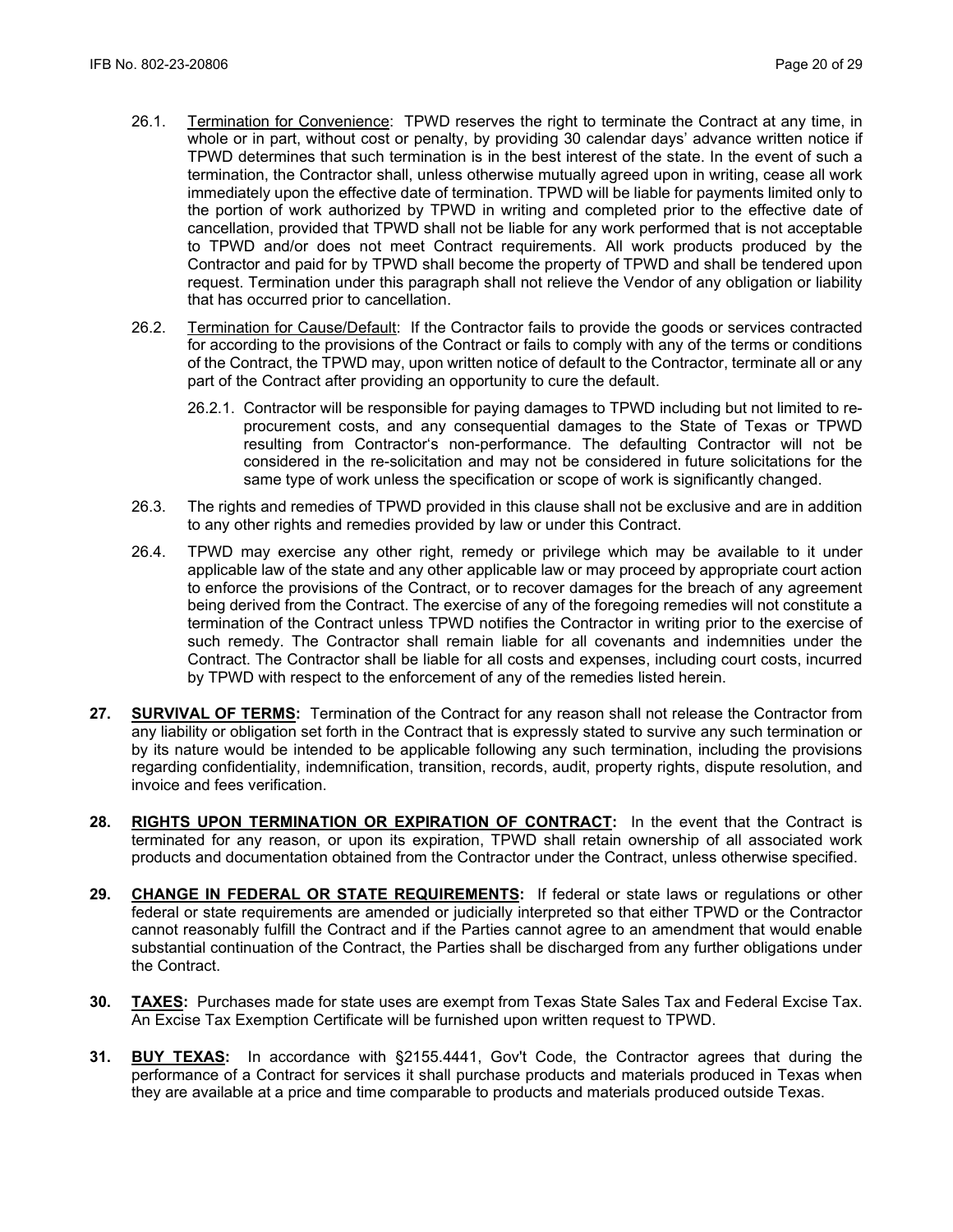26.1. <u>Termination for Convenience</u>: TPWD reserves the right to terminate the Contract at any time, in whole or in part, without cost or penalty, by providing 30 calendar days' advance written notice if TPWD determines that such termination is in the best interest of the state. In the event of such a termination, the Contractor shall, unless otherwise mutually agreed upon in writing, cease all work immediately upon the effective date of termination. TPWD will be liable for payments limited only to the portion of work authorized by TPWD in writing and completed prior to the effective date of cancellation, provided that TPWD shall not be liable for any work performed that is not acceptable to TPWD and/or does not meet Contract requirements. All work products produced by the Contractor and paid for by TPWD shall become the property of TPWD and shall be tendered upon request. Termination under this paragraph shall not relieve the Vendor of any obligation or liability that has occurred prior to cancellation.

26.2. <u>Termination for Cause/Default</u>: If the Contractor fails to provide the goods or services contracted for according to the provisions of the Contract or fails to comply with any of the terms or conditions of the Contract, the TPWD may, upon written notice of default to the Contractor, terminate all or any part of the Contract after providing an opportunity to cure the default.

26.2.1. Contractor will be responsible for paying damages to TPWD including but not limited to re-procurement costs, and any consequential damages to the State of Texas or TPWD resulting from Contractor's non-performance. The defaulting Contractor will not be considered in the re-solicitation and may not be considered in future solicitations for the same type of work unless the specification or scope of work is significantly changed.

26.3. The rights and remedies of TPWD provided in this clause shall not be exclusive and are in addition to any other rights and remedies provided by law or under this Contract.

26.4. TPWD may exercise any other right, remedy or privilege which may be available to it under applicable law of the state and any other applicable law or may proceed by appropriate court action to enforce the provisions of the Contract, or to recover damages for the breach of any agreement being derived from the Contract. The exercise of any of the foregoing remedies will not constitute a termination of the Contract unless TPWD notifies the Contractor in writing prior to the exercise of such remedy. The Contractor shall remain liable for all covenants and indemnities under the Contract. The Contractor shall be liable for all costs and expenses, including court costs, incurred by TPWD with respect to the enforcement of any of the remedies listed herein.

**27. <u>SURVIVAL OF TERMS</u>:** Termination of the Contract for any reason shall not release the Contractor from any liability or obligation set forth in the Contract that is expressly stated to survive any such termination or by its nature would be intended to be applicable following any such termination, including the provisions regarding confidentiality, indemnification, transition, records, audit, property rights, dispute resolution, and invoice and fees verification.

**28. <u>RIGHTS UPON TERMINATION OR EXPIRATION OF CONTRACT</u>:** In the event that the Contract is terminated for any reason, or upon its expiration, TPWD shall retain ownership of all associated work products and documentation obtained from the Contractor under the Contract, unless otherwise specified.

**29. <u>CHANGE IN FEDERAL OR STATE REQUIREMENTS</u>:** If federal or state laws or regulations or other federal or state requirements are amended or judicially interpreted so that either TPWD or the Contractor cannot reasonably fulfill the Contract and if the Parties cannot agree to an amendment that would enable substantial continuation of the Contract, the Parties shall be discharged from any further obligations under the Contract.

**30. <u>TAXES</u>:** Purchases made for state uses are exempt from Texas State Sales Tax and Federal Excise Tax. An Excise Tax Exemption Certificate will be furnished upon written request to TPWD.

**31. <u>BUY TEXAS</u>:** In accordance with §2155.4441, Gov't Code, the Contractor agrees that during the performance of a Contract for services it shall purchase products and materials produced in Texas when they are available at a price and time comparable to products and materials produced outside Texas.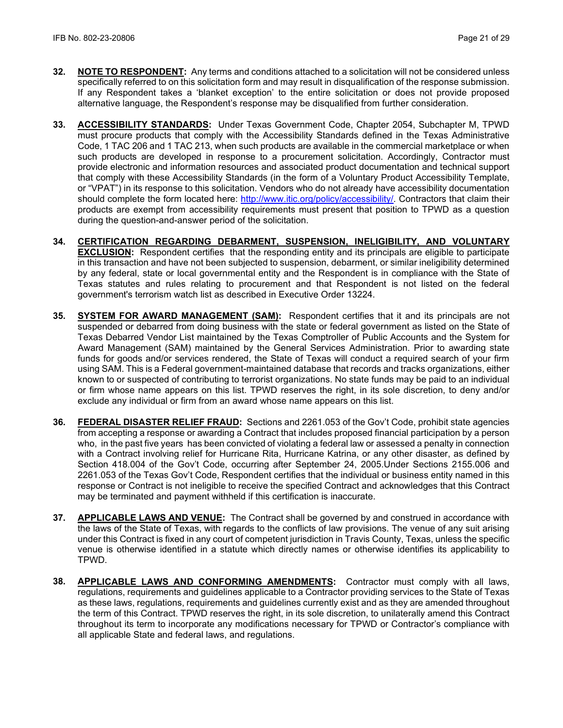32. **NOTE TO RESPONDENT:** Any terms and conditions attached to a solicitation will not be considered unless specifically referred to on this solicitation form and may result in disqualification of the response submission. If any Respondent takes a 'blanket exception' to the entire solicitation or does not provide proposed alternative language, the Respondent's response may be disqualified from further consideration.

33. **ACCESSIBILITY STANDARDS:** Under Texas Government Code, Chapter 2054, Subchapter M, TPWD must procure products that comply with the Accessibility Standards defined in the Texas Administrative Code, 1 TAC 206 and 1 TAC 213, when such products are available in the commercial marketplace or when such products are developed in response to a procurement solicitation. Accordingly, Contractor must provide electronic and information resources and associated product documentation and technical support that comply with these Accessibility Standards (in the form of a Voluntary Product Accessibility Template, or "VPAT") in its response to this solicitation. Vendors who do not already have accessibility documentation should complete the form located here: [http://www.itic.org/policy/accessibility/](http://www.itic.org/policy/accessibility/). Contractors that claim their products are exempt from accessibility requirements must present that position to TPWD as a question during the question-and-answer period of the solicitation.

34. **CERTIFICATION REGARDING DEBARMENT, SUSPENSION, INELIGIBILITY, AND VOLUNTARY EXCLUSION:** Respondent certifies that the responding entity and its principals are eligible to participate in this transaction and have not been subjected to suspension, debarment, or similar ineligibility determined by any federal, state or local governmental entity and the Respondent is in compliance with the State of Texas statutes and rules relating to procurement and that Respondent is not listed on the federal government's terrorism watch list as described in Executive Order 13224.

35. **SYSTEM FOR AWARD MANAGEMENT (SAM):** Respondent certifies that it and its principals are not suspended or debarred from doing business with the state or federal government as listed on the State of Texas Debarred Vendor List maintained by the Texas Comptroller of Public Accounts and the System for Award Management (SAM) maintained by the General Services Administration. Prior to awarding state funds for goods and/or services rendered, the State of Texas will conduct a required search of your firm using SAM. This is a Federal government-maintained database that records and tracks organizations, either known to or suspected of contributing to terrorist organizations. No state funds may be paid to an individual or firm whose name appears on this list. TPWD reserves the right, in its sole discretion, to deny and/or exclude any individual or firm from an award whose name appears on this list.

36. **FEDERAL DISASTER RELIEF FRAUD:** Sections and 2261.053 of the Gov't Code, prohibit state agencies from accepting a response or awarding a Contract that includes proposed financial participation by a person who, in the past five years has been convicted of violating a federal law or assessed a penalty in connection with a Contract involving relief for Hurricane Rita, Hurricane Katrina, or any other disaster, as defined by Section 418.004 of the Gov't Code, occurring after September 24, 2005.Under Sections 2155.006 and 2261.053 of the Texas Gov't Code, Respondent certifies that the individual or business entity named in this response or Contract is not ineligible to receive the specified Contract and acknowledges that this Contract may be terminated and payment withheld if this certification is inaccurate.

37. **APPLICABLE LAWS AND VENUE:** The Contract shall be governed by and construed in accordance with the laws of the State of Texas, with regards to the conflicts of law provisions. The venue of any suit arising under this Contract is fixed in any court of competent jurisdiction in Travis County, Texas, unless the specific venue is otherwise identified in a statute which directly names or otherwise identifies its applicability to TPWD.

38. **APPLICABLE LAWS AND CONFORMING AMENDMENTS:** Contractor must comply with all laws, regulations, requirements and guidelines applicable to a Contractor providing services to the State of Texas as these laws, regulations, requirements and guidelines currently exist and as they are amended throughout the term of this Contract. TPWD reserves the right, in its sole discretion, to unilaterally amend this Contract throughout its term to incorporate any modifications necessary for TPWD or Contractor's compliance with all applicable State and federal laws, and regulations.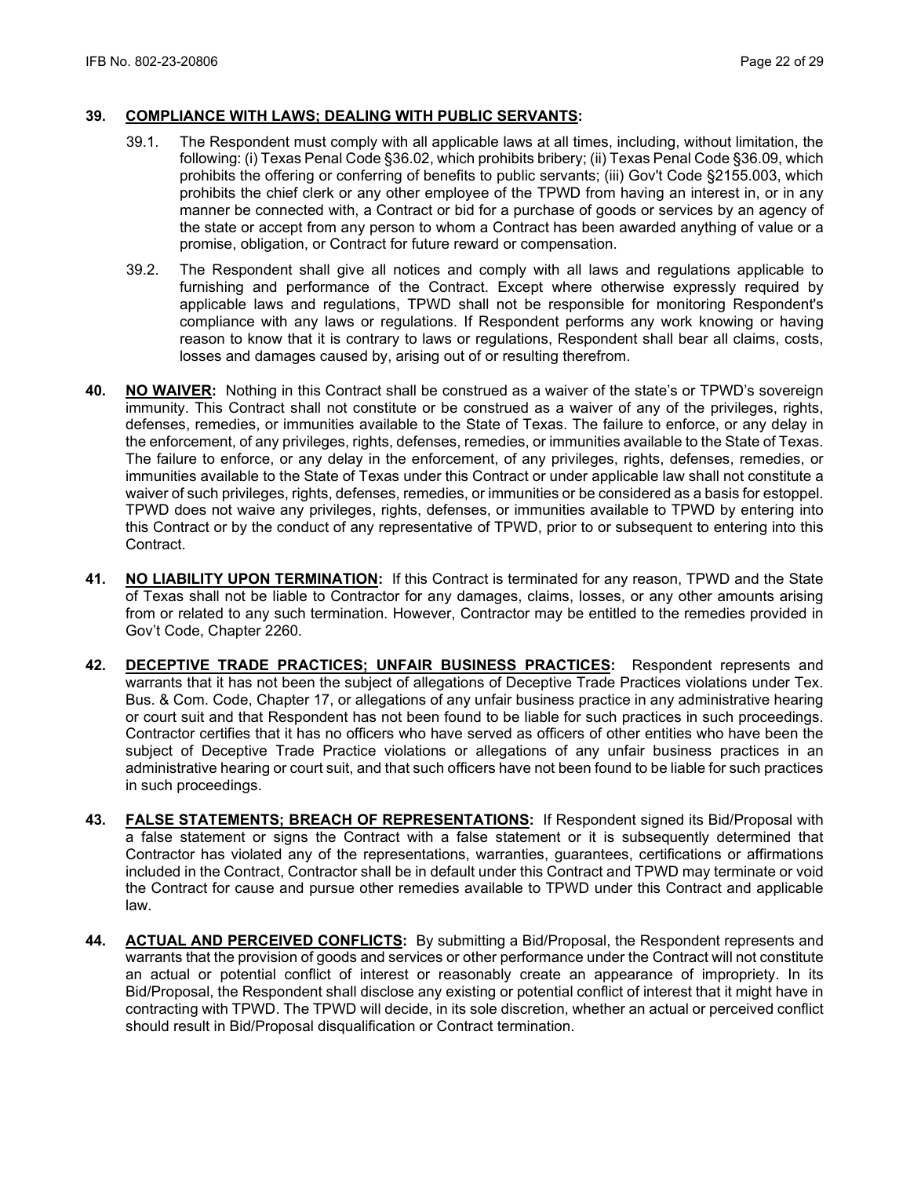**39. COMPLIANCE WITH LAWS; DEALING WITH PUBLIC SERVANTS:**

39.1. The Respondent must comply with all applicable laws at all times, including, without limitation, the following: (i) Texas Penal Code §36.02, which prohibits bribery; (ii) Texas Penal Code §36.09, which prohibits the offering or conferring of benefits to public servants; (iii) Gov't Code §2155.003, which prohibits the chief clerk or any other employee of the TPWD from having an interest in, or in any manner be connected with, a Contract or bid for a purchase of goods or services by an agency of the state or accept from any person to whom a Contract has been awarded anything of value or a promise, obligation, or Contract for future reward or compensation.

39.2. The Respondent shall give all notices and comply with all laws and regulations applicable to furnishing and performance of the Contract. Except where otherwise expressly required by applicable laws and regulations, TPWD shall not be responsible for monitoring Respondent's compliance with any laws or regulations. If Respondent performs any work knowing or having reason to know that it is contrary to laws or regulations, Respondent shall bear all claims, costs, losses and damages caused by, arising out of or resulting therefrom.

**40. NO WAIVER:** Nothing in this Contract shall be construed as a waiver of the state's or TPWD's sovereign immunity. This Contract shall not constitute or be construed as a waiver of any of the privileges, rights, defenses, remedies, or immunities available to the State of Texas. The failure to enforce, or any delay in the enforcement, of any privileges, rights, defenses, remedies, or immunities available to the State of Texas. The failure to enforce, or any delay in the enforcement, of any privileges, rights, defenses, remedies, or immunities available to the State of Texas under this Contract or under applicable law shall not constitute a waiver of such privileges, rights, defenses, remedies, or immunities or be considered as a basis for estoppel. TPWD does not waive any privileges, rights, defenses, or immunities available to TPWD by entering into this Contract or by the conduct of any representative of TPWD, prior to or subsequent to entering into this Contract.

**41. NO LIABILITY UPON TERMINATION:** If this Contract is terminated for any reason, TPWD and the State of Texas shall not be liable to Contractor for any damages, claims, losses, or any other amounts arising from or related to any such termination. However, Contractor may be entitled to the remedies provided in Gov't Code, Chapter 2260.

**42. DECEPTIVE TRADE PRACTICES; UNFAIR BUSINESS PRACTICES:** Respondent represents and warrants that it has not been the subject of allegations of Deceptive Trade Practices violations under Tex. Bus. & Com. Code, Chapter 17, or allegations of any unfair business practice in any administrative hearing or court suit and that Respondent has not been found to be liable for such practices in such proceedings. Contractor certifies that it has no officers who have served as officers of other entities who have been the subject of Deceptive Trade Practice violations or allegations of any unfair business practices in an administrative hearing or court suit, and that such officers have not been found to be liable for such practices in such proceedings.

**43. FALSE STATEMENTS; BREACH OF REPRESENTATIONS:** If Respondent signed its Bid/Proposal with a false statement or signs the Contract with a false statement or it is subsequently determined that Contractor has violated any of the representations, warranties, guarantees, certifications or affirmations included in the Contract, Contractor shall be in default under this Contract and TPWD may terminate or void the Contract for cause and pursue other remedies available to TPWD under this Contract and applicable law.

**44. ACTUAL AND PERCEIVED CONFLICTS:** By submitting a Bid/Proposal, the Respondent represents and warrants that the provision of goods and services or other performance under the Contract will not constitute an actual or potential conflict of interest or reasonably create an appearance of impropriety. In its Bid/Proposal, the Respondent shall disclose any existing or potential conflict of interest that it might have in contracting with TPWD. The TPWD will decide, in its sole discretion, whether an actual or perceived conflict should result in Bid/Proposal disqualification or Contract termination.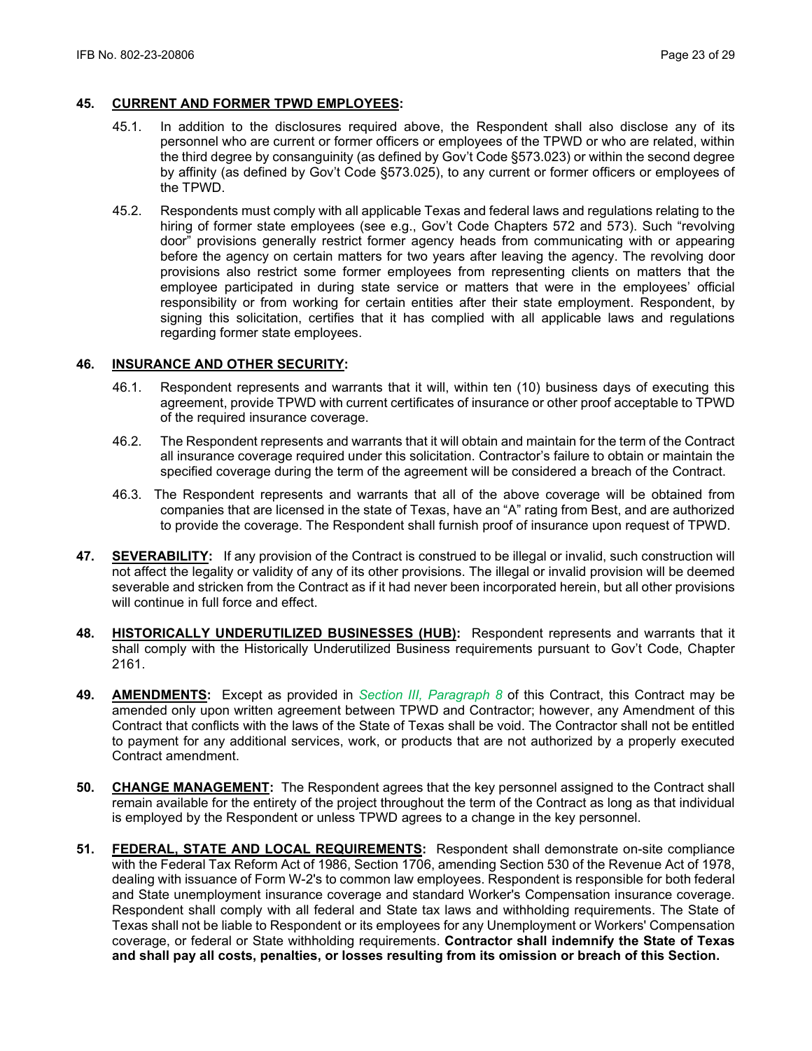**45. CURRENT AND FORMER TPWD EMPLOYEES:**

45.1. In addition to the disclosures required above, the Respondent shall also disclose any of its personnel who are current or former officers or employees of the TPWD or who are related, within the third degree by consanguinity (as defined by Gov't Code §573.023) or within the second degree by affinity (as defined by Gov't Code §573.025), to any current or former officers or employees of the TPWD.

45.2. Respondents must comply with all applicable Texas and federal laws and regulations relating to the hiring of former state employees (see e.g., Gov't Code Chapters 572 and 573). Such "revolving door" provisions generally restrict former agency heads from communicating with or appearing before the agency on certain matters for two years after leaving the agency. The revolving door provisions also restrict some former employees from representing clients on matters that the employee participated in during state service or matters that were in the employees' official responsibility or from working for certain entities after their state employment. Respondent, by signing this solicitation, certifies that it has complied with all applicable laws and regulations regarding former state employees.

**46. INSURANCE AND OTHER SECURITY:**

46.1. Respondent represents and warrants that it will, within ten (10) business days of executing this agreement, provide TPWD with current certificates of insurance or other proof acceptable to TPWD of the required insurance coverage.

46.2. The Respondent represents and warrants that it will obtain and maintain for the term of the Contract all insurance coverage required under this solicitation. Contractor's failure to obtain or maintain the specified coverage during the term of the agreement will be considered a breach of the Contract.

46.3. The Respondent represents and warrants that all of the above coverage will be obtained from companies that are licensed in the state of Texas, have an "A" rating from Best, and are authorized to provide the coverage. The Respondent shall furnish proof of insurance upon request of TPWD.

**47. SEVERABILITY:** If any provision of the Contract is construed to be illegal or invalid, such construction will not affect the legality or validity of any of its other provisions. The illegal or invalid provision will be deemed severable and stricken from the Contract as if it had never been incorporated herein, but all other provisions will continue in full force and effect.

**48. HISTORICALLY UNDERUTILIZED BUSINESSES (HUB):** Respondent represents and warrants that it shall comply with the Historically Underutilized Business requirements pursuant to Gov't Code, Chapter 2161.

**49. AMENDMENTS:** Except as provided in *Section III, Paragraph 8* of this Contract, this Contract may be amended only upon written agreement between TPWD and Contractor; however, any Amendment of this Contract that conflicts with the laws of the State of Texas shall be void. The Contractor shall not be entitled to payment for any additional services, work, or products that are not authorized by a properly executed Contract amendment.

**50. CHANGE MANAGEMENT:** The Respondent agrees that the key personnel assigned to the Contract shall remain available for the entirety of the project throughout the term of the Contract as long as that individual is employed by the Respondent or unless TPWD agrees to a change in the key personnel.

**51. FEDERAL, STATE AND LOCAL REQUIREMENTS:** Respondent shall demonstrate on-site compliance with the Federal Tax Reform Act of 1986, Section 1706, amending Section 530 of the Revenue Act of 1978, dealing with issuance of Form W-2's to common law employees. Respondent is responsible for both federal and State unemployment insurance coverage and standard Worker's Compensation insurance coverage. Respondent shall comply with all federal and State tax laws and withholding requirements. The State of Texas shall not be liable to Respondent or its employees for any Unemployment or Workers' Compensation coverage, or federal or State withholding requirements. **Contractor shall indemnify the State of Texas and shall pay all costs, penalties, or losses resulting from its omission or breach of this Section.**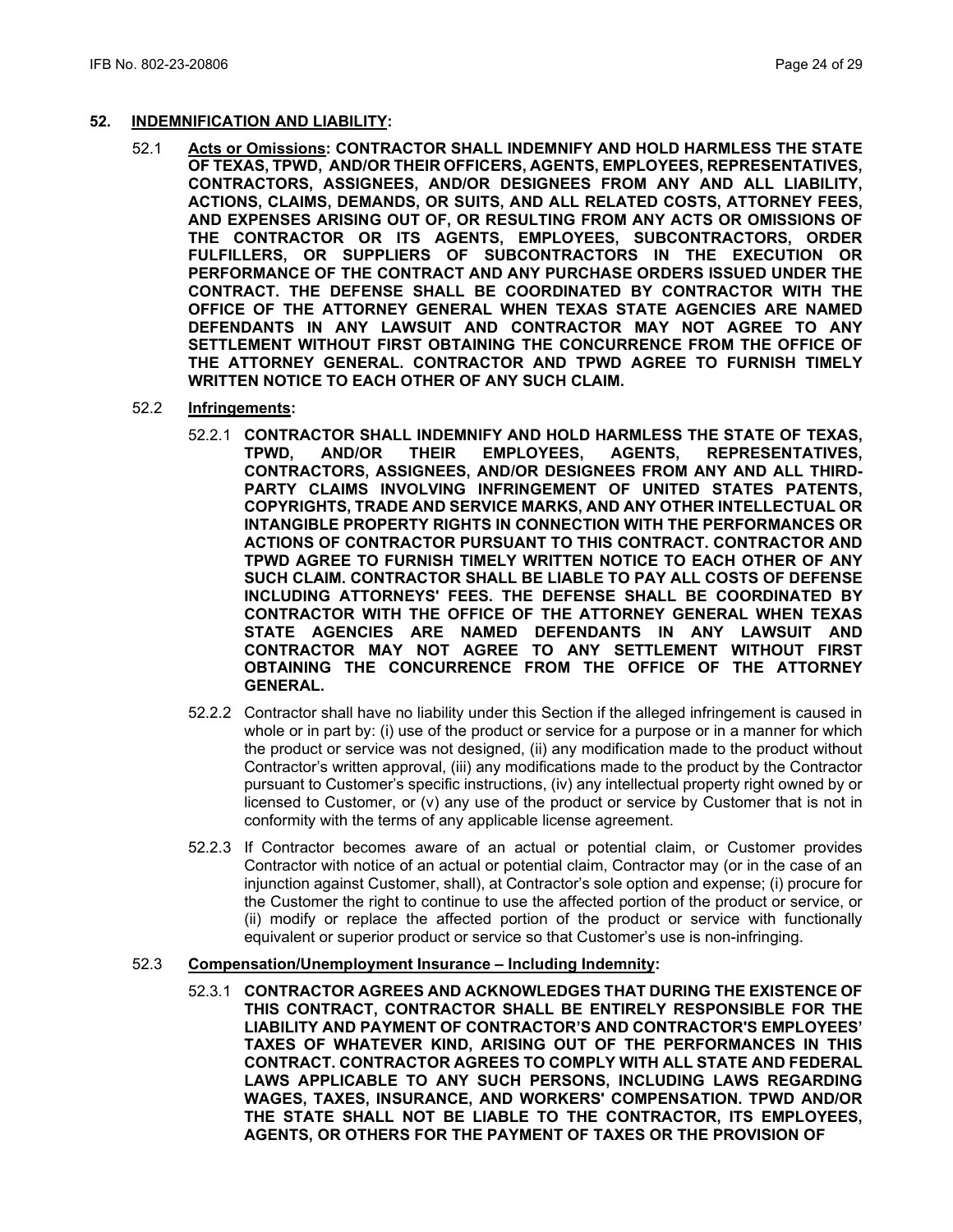## 52. INDEMNIFICATION AND LIABILITY:

52.1 **Acts or Omissions: CONTRACTOR SHALL INDEMNIFY AND HOLD HARMLESS THE STATE OF TEXAS, TPWD, AND/OR THEIR OFFICERS, AGENTS, EMPLOYEES, REPRESENTATIVES, CONTRACTORS, ASSIGNEES, AND/OR DESIGNEES FROM ANY AND ALL LIABILITY, ACTIONS, CLAIMS, DEMANDS, OR SUITS, AND ALL RELATED COSTS, ATTORNEY FEES, AND EXPENSES ARISING OUT OF, OR RESULTING FROM ANY ACTS OR OMISSIONS OF THE CONTRACTOR OR ITS AGENTS, EMPLOYEES, SUBCONTRACTORS, ORDER FULFILLERS, OR SUPPLIERS OF SUBCONTRACTORS IN THE EXECUTION OR PERFORMANCE OF THE CONTRACT AND ANY PURCHASE ORDERS ISSUED UNDER THE CONTRACT. THE DEFENSE SHALL BE COORDINATED BY CONTRACTOR WITH THE OFFICE OF THE ATTORNEY GENERAL WHEN TEXAS STATE AGENCIES ARE NAMED DEFENDANTS IN ANY LAWSUIT AND CONTRACTOR MAY NOT AGREE TO ANY SETTLEMENT WITHOUT FIRST OBTAINING THE CONCURRENCE FROM THE OFFICE OF THE ATTORNEY GENERAL. CONTRACTOR AND TPWD AGREE TO FURNISH TIMELY WRITTEN NOTICE TO EACH OTHER OF ANY SUCH CLAIM.**

52.2 **Infringements:**

52.2.1 **CONTRACTOR SHALL INDEMNIFY AND HOLD HARMLESS THE STATE OF TEXAS, TPWD, AND/OR THEIR EMPLOYEES, AGENTS, REPRESENTATIVES, CONTRACTORS, ASSIGNEES, AND/OR DESIGNEES FROM ANY AND ALL THIRD-PARTY CLAIMS INVOLVING INFRINGEMENT OF UNITED STATES PATENTS, COPYRIGHTS, TRADE AND SERVICE MARKS, AND ANY OTHER INTELLECTUAL OR INTANGIBLE PROPERTY RIGHTS IN CONNECTION WITH THE PERFORMANCES OR ACTIONS OF CONTRACTOR PURSUANT TO THIS CONTRACT. CONTRACTOR AND TPWD AGREE TO FURNISH TIMELY WRITTEN NOTICE TO EACH OTHER OF ANY SUCH CLAIM. CONTRACTOR SHALL BE LIABLE TO PAY ALL COSTS OF DEFENSE INCLUDING ATTORNEYS' FEES. THE DEFENSE SHALL BE COORDINATED BY CONTRACTOR WITH THE OFFICE OF THE ATTORNEY GENERAL WHEN TEXAS STATE AGENCIES ARE NAMED DEFENDANTS IN ANY LAWSUIT AND CONTRACTOR MAY NOT AGREE TO ANY SETTLEMENT WITHOUT FIRST OBTAINING THE CONCURRENCE FROM THE OFFICE OF THE ATTORNEY GENERAL.**

52.2.2 Contractor shall have no liability under this Section if the alleged infringement is caused in whole or in part by: (i) use of the product or service for a purpose or in a manner for which the product or service was not designed, (ii) any modification made to the product without Contractor's written approval, (iii) any modifications made to the product by the Contractor pursuant to Customer's specific instructions, (iv) any intellectual property right owned by or licensed to Customer, or (v) any use of the product or service by Customer that is not in conformity with the terms of any applicable license agreement.

52.2.3 If Contractor becomes aware of an actual or potential claim, or Customer provides Contractor with notice of an actual or potential claim, Contractor may (or in the case of an injunction against Customer, shall), at Contractor's sole option and expense; (i) procure for the Customer the right to continue to use the affected portion of the product or service, or (ii) modify or replace the affected portion of the product or service with functionally equivalent or superior product or service so that Customer's use is non-infringing.

52.3 **Compensation/Unemployment Insurance – Including Indemnity:**

52.3.1 **CONTRACTOR AGREES AND ACKNOWLEDGES THAT DURING THE EXISTENCE OF THIS CONTRACT, CONTRACTOR SHALL BE ENTIRELY RESPONSIBLE FOR THE LIABILITY AND PAYMENT OF CONTRACTOR'S AND CONTRACTOR'S EMPLOYEES' TAXES OF WHATEVER KIND, ARISING OUT OF THE PERFORMANCES IN THIS CONTRACT. CONTRACTOR AGREES TO COMPLY WITH ALL STATE AND FEDERAL LAWS APPLICABLE TO ANY SUCH PERSONS, INCLUDING LAWS REGARDING WAGES, TAXES, INSURANCE, AND WORKERS' COMPENSATION. TPWD AND/OR THE STATE SHALL NOT BE LIABLE TO THE CONTRACTOR, ITS EMPLOYEES, AGENTS, OR OTHERS FOR THE PAYMENT OF TAXES OR THE PROVISION OF**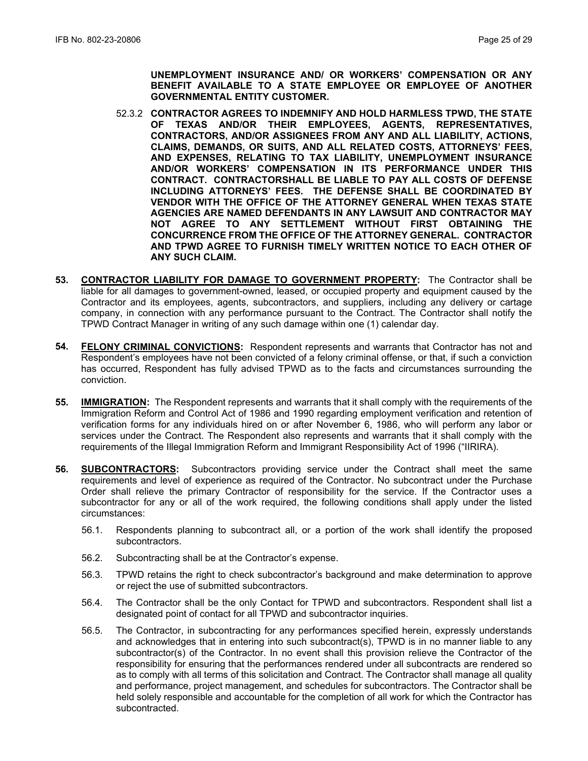**UNEMPLOYMENT INSURANCE AND/ OR WORKERS' COMPENSATION OR ANY BENEFIT AVAILABLE TO A STATE EMPLOYEE OR EMPLOYEE OF ANOTHER GOVERNMENTAL ENTITY CUSTOMER.**

52.3.2 **CONTRACTOR AGREES TO INDEMNIFY AND HOLD HARMLESS TPWD, THE STATE OF TEXAS AND/OR THEIR EMPLOYEES, AGENTS, REPRESENTATIVES, CONTRACTORS, AND/OR ASSIGNEES FROM ANY AND ALL LIABILITY, ACTIONS, CLAIMS, DEMANDS, OR SUITS, AND ALL RELATED COSTS, ATTORNEYS' FEES, AND EXPENSES, RELATING TO TAX LIABILITY, UNEMPLOYMENT INSURANCE AND/OR WORKERS' COMPENSATION IN ITS PERFORMANCE UNDER THIS CONTRACT. CONTRACTORSHALL BE LIABLE TO PAY ALL COSTS OF DEFENSE INCLUDING ATTORNEYS' FEES. THE DEFENSE SHALL BE COORDINATED BY VENDOR WITH THE OFFICE OF THE ATTORNEY GENERAL WHEN TEXAS STATE AGENCIES ARE NAMED DEFENDANTS IN ANY LAWSUIT AND CONTRACTOR MAY NOT AGREE TO ANY SETTLEMENT WITHOUT FIRST OBTAINING THE CONCURRENCE FROM THE OFFICE OF THE ATTORNEY GENERAL. CONTRACTOR AND TPWD AGREE TO FURNISH TIMELY WRITTEN NOTICE TO EACH OTHER OF ANY SUCH CLAIM.**

**53. CONTRACTOR LIABILITY FOR DAMAGE TO GOVERNMENT PROPERTY:** The Contractor shall be liable for all damages to government-owned, leased, or occupied property and equipment caused by the Contractor and its employees, agents, subcontractors, and suppliers, including any delivery or cartage company, in connection with any performance pursuant to the Contract. The Contractor shall notify the TPWD Contract Manager in writing of any such damage within one (1) calendar day.

**54. FELONY CRIMINAL CONVICTIONS:** Respondent represents and warrants that Contractor has not and Respondent's employees have not been convicted of a felony criminal offense, or that, if such a conviction has occurred, Respondent has fully advised TPWD as to the facts and circumstances surrounding the conviction.

**55. IMMIGRATION:** The Respondent represents and warrants that it shall comply with the requirements of the Immigration Reform and Control Act of 1986 and 1990 regarding employment verification and retention of verification forms for any individuals hired on or after November 6, 1986, who will perform any labor or services under the Contract. The Respondent also represents and warrants that it shall comply with the requirements of the Illegal Immigration Reform and Immigrant Responsibility Act of 1996 ("IIRIRA).

**56. SUBCONTRACTORS:** Subcontractors providing service under the Contract shall meet the same requirements and level of experience as required of the Contractor. No subcontract under the Purchase Order shall relieve the primary Contractor of responsibility for the service. If the Contractor uses a subcontractor for any or all of the work required, the following conditions shall apply under the listed circumstances:

56.1. Respondents planning to subcontract all, or a portion of the work shall identify the proposed subcontractors.

56.2. Subcontracting shall be at the Contractor's expense.

56.3. TPWD retains the right to check subcontractor's background and make determination to approve or reject the use of submitted subcontractors.

56.4. The Contractor shall be the only Contact for TPWD and subcontractors. Respondent shall list a designated point of contact for all TPWD and subcontractor inquiries.

56.5. The Contractor, in subcontracting for any performances specified herein, expressly understands and acknowledges that in entering into such subcontract(s), TPWD is in no manner liable to any subcontractor(s) of the Contractor. In no event shall this provision relieve the Contractor of the responsibility for ensuring that the performances rendered under all subcontracts are rendered so as to comply with all terms of this solicitation and Contract. The Contractor shall manage all quality and performance, project management, and schedules for subcontractors. The Contractor shall be held solely responsible and accountable for the completion of all work for which the Contractor has subcontracted.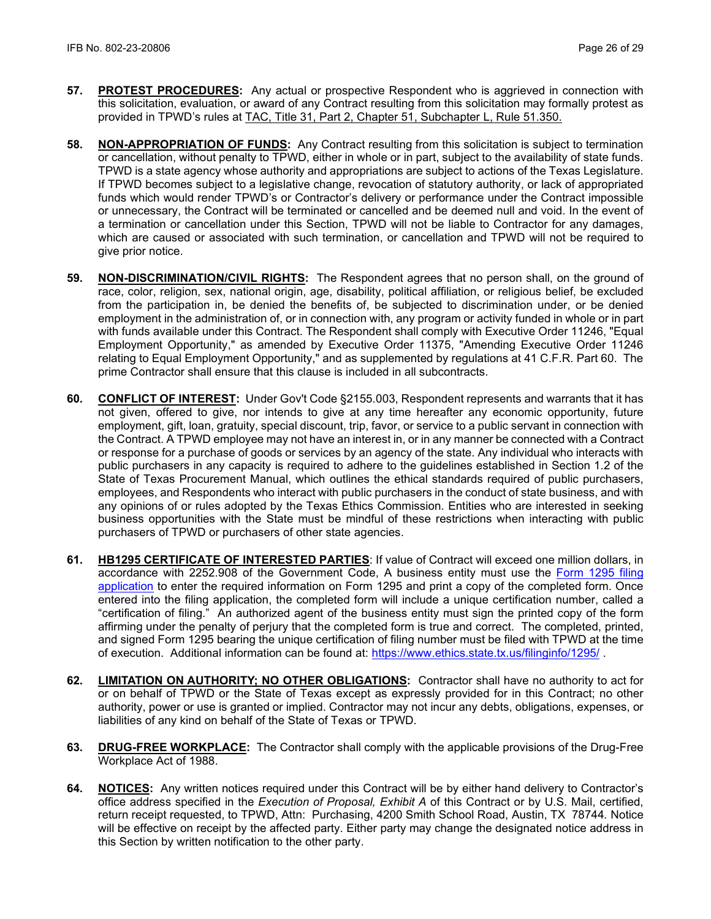**57. PROTEST PROCEDURES:** Any actual or prospective Respondent who is aggrieved in connection with this solicitation, evaluation, or award of any Contract resulting from this solicitation may formally protest as provided in TPWD's rules at TAC, Title 31, Part 2, Chapter 51, Subchapter L, Rule 51.350.

**58. NON-APPROPRIATION OF FUNDS:** Any Contract resulting from this solicitation is subject to termination or cancellation, without penalty to TPWD, either in whole or in part, subject to the availability of state funds. TPWD is a state agency whose authority and appropriations are subject to actions of the Texas Legislature. If TPWD becomes subject to a legislative change, revocation of statutory authority, or lack of appropriated funds which would render TPWD's or Contractor's delivery or performance under the Contract impossible or unnecessary, the Contract will be terminated or cancelled and be deemed null and void. In the event of a termination or cancellation under this Section, TPWD will not be liable to Contractor for any damages, which are caused or associated with such termination, or cancellation and TPWD will not be required to give prior notice.

**59. NON-DISCRIMINATION/CIVIL RIGHTS:** The Respondent agrees that no person shall, on the ground of race, color, religion, sex, national origin, age, disability, political affiliation, or religious belief, be excluded from the participation in, be denied the benefits of, be subjected to discrimination under, or be denied employment in the administration of, or in connection with, any program or activity funded in whole or in part with funds available under this Contract. The Respondent shall comply with Executive Order 11246, "Equal Employment Opportunity," as amended by Executive Order 11375, "Amending Executive Order 11246 relating to Equal Employment Opportunity," and as supplemented by regulations at 41 C.F.R. Part 60. The prime Contractor shall ensure that this clause is included in all subcontracts.

**60. CONFLICT OF INTEREST:** Under Gov't Code §2155.003, Respondent represents and warrants that it has not given, offered to give, nor intends to give at any time hereafter any economic opportunity, future employment, gift, loan, gratuity, special discount, trip, favor, or service to a public servant in connection with the Contract. A TPWD employee may not have an interest in, or in any manner be connected with a Contract or response for a purchase of goods or services by an agency of the state. Any individual who interacts with public purchasers in any capacity is required to adhere to the guidelines established in Section 1.2 of the State of Texas Procurement Manual, which outlines the ethical standards required of public purchasers, employees, and Respondents who interact with public purchasers in the conduct of state business, and with any opinions of or rules adopted by the Texas Ethics Commission. Entities who are interested in seeking business opportunities with the State must be mindful of these restrictions when interacting with public purchasers of TPWD or purchasers of other state agencies.

**61. HB1295 CERTIFICATE OF INTERESTED PARTIES**: If value of Contract will exceed one million dollars, in accordance with 2252.908 of the Government Code, A business entity must use the Form 1295 filing application to enter the required information on Form 1295 and print a copy of the completed form. Once entered into the filing application, the completed form will include a unique certification number, called a "certification of filing." An authorized agent of the business entity must sign the printed copy of the form affirming under the penalty of perjury that the completed form is true and correct. The completed, printed, and signed Form 1295 bearing the unique certification of filing number must be filed with TPWD at the time of execution. Additional information can be found at: https://www.ethics.state.tx.us/filinginfo/1295/ .

**62. LIMITATION ON AUTHORITY; NO OTHER OBLIGATIONS:** Contractor shall have no authority to act for or on behalf of TPWD or the State of Texas except as expressly provided for in this Contract; no other authority, power or use is granted or implied. Contractor may not incur any debts, obligations, expenses, or liabilities of any kind on behalf of the State of Texas or TPWD.

**63. DRUG-FREE WORKPLACE:** The Contractor shall comply with the applicable provisions of the Drug-Free Workplace Act of 1988.

**64. NOTICES:** Any written notices required under this Contract will be by either hand delivery to Contractor's office address specified in the *Execution of Proposal, Exhibit A* of this Contract or by U.S. Mail, certified, return receipt requested, to TPWD, Attn: Purchasing, 4200 Smith School Road, Austin, TX 78744. Notice will be effective on receipt by the affected party. Either party may change the designated notice address in this Section by written notification to the other party.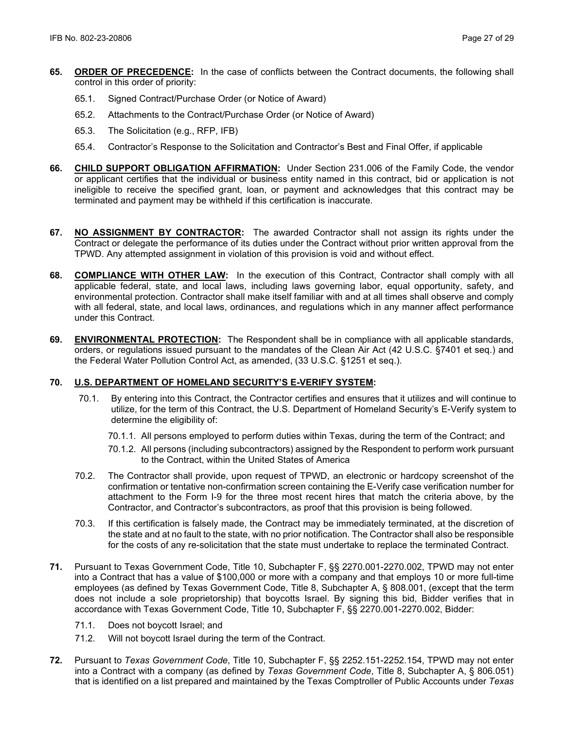**65. ORDER OF PRECEDENCE:** In the case of conflicts between the Contract documents, the following shall control in this order of priority:

65.1. Signed Contract/Purchase Order (or Notice of Award)

65.2. Attachments to the Contract/Purchase Order (or Notice of Award)

65.3. The Solicitation (e.g., RFP, IFB)

65.4. Contractor's Response to the Solicitation and Contractor's Best and Final Offer, if applicable

**66. CHILD SUPPORT OBLIGATION AFFIRMATION:** Under Section 231.006 of the Family Code, the vendor or applicant certifies that the individual or business entity named in this contract, bid or application is not ineligible to receive the specified grant, loan, or payment and acknowledges that this contract may be terminated and payment may be withheld if this certification is inaccurate.

**67. NO ASSIGNMENT BY CONTRACTOR:** The awarded Contractor shall not assign its rights under the Contract or delegate the performance of its duties under the Contract without prior written approval from the TPWD. Any attempted assignment in violation of this provision is void and without effect.

**68. COMPLIANCE WITH OTHER LAW:** In the execution of this Contract, Contractor shall comply with all applicable federal, state, and local laws, including laws governing labor, equal opportunity, safety, and environmental protection. Contractor shall make itself familiar with and at all times shall observe and comply with all federal, state, and local laws, ordinances, and regulations which in any manner affect performance under this Contract.

**69. ENVIRONMENTAL PROTECTION:** The Respondent shall be in compliance with all applicable standards, orders, or regulations issued pursuant to the mandates of the Clean Air Act (42 U.S.C. §7401 et seq.) and the Federal Water Pollution Control Act, as amended, (33 U.S.C. §1251 et seq.).

**70. U.S. DEPARTMENT OF HOMELAND SECURITY'S E-VERIFY SYSTEM:**

70.1. By entering into this Contract, the Contractor certifies and ensures that it utilizes and will continue to utilize, for the term of this Contract, the U.S. Department of Homeland Security's E-Verify system to determine the eligibility of:

70.1.1. All persons employed to perform duties within Texas, during the term of the Contract; and

70.1.2. All persons (including subcontractors) assigned by the Respondent to perform work pursuant to the Contract, within the United States of America

70.2. The Contractor shall provide, upon request of TPWD, an electronic or hardcopy screenshot of the confirmation or tentative non-confirmation screen containing the E-Verify case verification number for attachment to the Form I-9 for the three most recent hires that match the criteria above, by the Contractor, and Contractor's subcontractors, as proof that this provision is being followed.

70.3. If this certification is falsely made, the Contract may be immediately terminated, at the discretion of the state and at no fault to the state, with no prior notification. The Contractor shall also be responsible for the costs of any re-solicitation that the state must undertake to replace the terminated Contract.

**71.** Pursuant to Texas Government Code, Title 10, Subchapter F, §§ 2270.001-2270.002, TPWD may not enter into a Contract that has a value of $100,000 or more with a company and that employs 10 or more full-time employees (as defined by Texas Government Code, Title 8, Subchapter A, § 808.001, (except that the term does not include a sole proprietorship) that boycotts Israel. By signing this bid, Bidder verifies that in accordance with Texas Government Code, Title 10, Subchapter F, §§ 2270.001-2270.002, Bidder:

71.1. Does not boycott Israel; and

71.2. Will not boycott Israel during the term of the Contract.

**72.** Pursuant to *Texas Government Code*, Title 10, Subchapter F, §§ 2252.151-2252.154, TPWD may not enter into a Contract with a company (as defined by *Texas Government Code*, Title 8, Subchapter A, § 806.051) that is identified on a list prepared and maintained by the Texas Comptroller of Public Accounts under *Texas*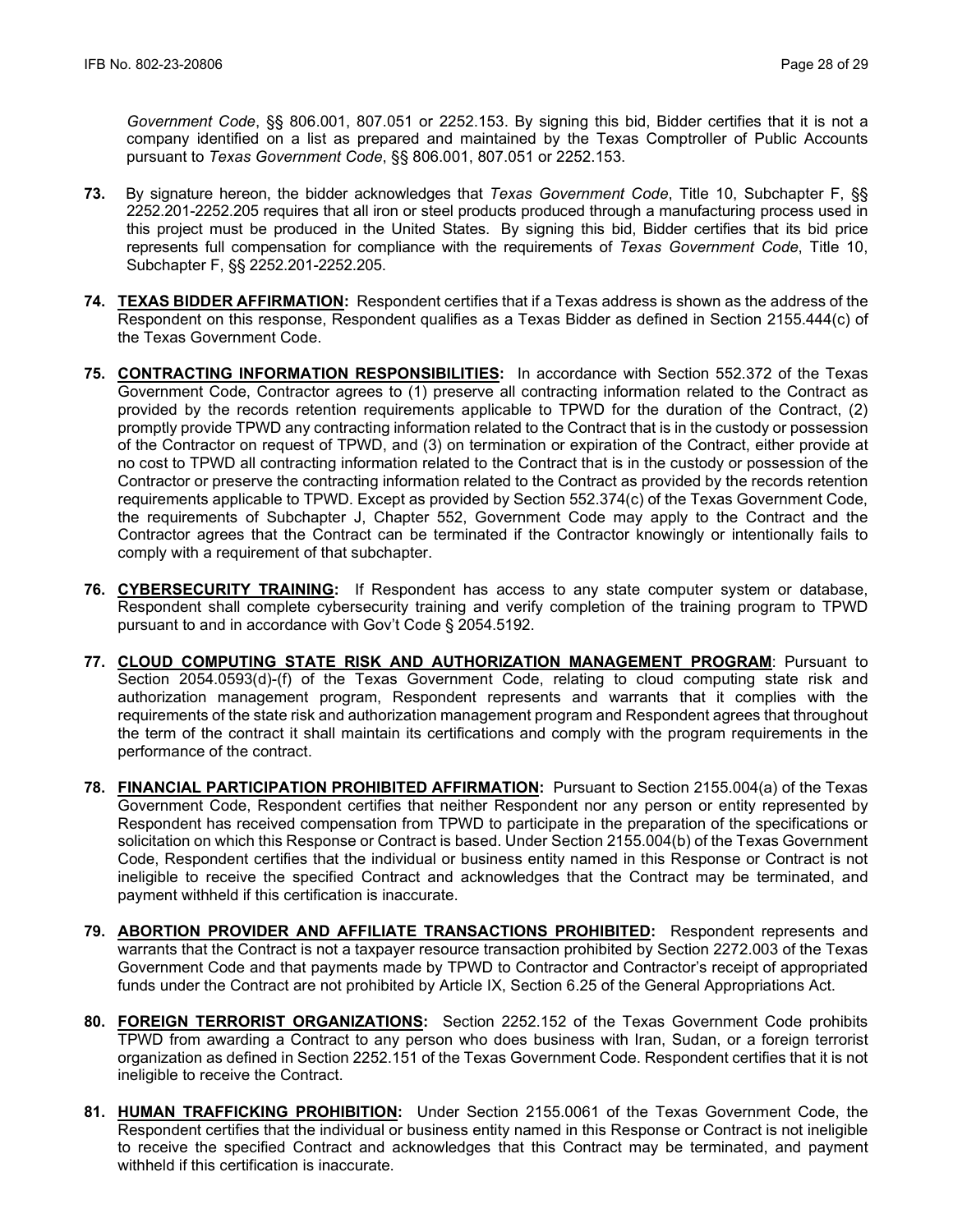*Government Code*, §§ 806.001, 807.051 or 2252.153. By signing this bid, Bidder certifies that it is not a company identified on a list as prepared and maintained by the Texas Comptroller of Public Accounts pursuant to *Texas Government Code*, §§ 806.001, 807.051 or 2252.153.

**73.** By signature hereon, the bidder acknowledges that *Texas Government Code*, Title 10, Subchapter F, §§ 2252.201-2252.205 requires that all iron or steel products produced through a manufacturing process used in this project must be produced in the United States. By signing this bid, Bidder certifies that its bid price represents full compensation for compliance with the requirements of *Texas Government Code*, Title 10, Subchapter F, §§ 2252.201-2252.205.

**74.** **TEXAS BIDDER AFFIRMATION:** Respondent certifies that if a Texas address is shown as the address of the Respondent on this response, Respondent qualifies as a Texas Bidder as defined in Section 2155.444(c) of the Texas Government Code.

**75.** **CONTRACTING INFORMATION RESPONSIBILITIES:** In accordance with Section 552.372 of the Texas Government Code, Contractor agrees to (1) preserve all contracting information related to the Contract as provided by the records retention requirements applicable to TPWD for the duration of the Contract, (2) promptly provide TPWD any contracting information related to the Contract that is in the custody or possession of the Contractor on request of TPWD, and (3) on termination or expiration of the Contract, either provide at no cost to TPWD all contracting information related to the Contract that is in the custody or possession of the Contractor or preserve the contracting information related to the Contract as provided by the records retention requirements applicable to TPWD. Except as provided by Section 552.374(c) of the Texas Government Code, the requirements of Subchapter J, Chapter 552, Government Code may apply to the Contract and the Contractor agrees that the Contract can be terminated if the Contractor knowingly or intentionally fails to comply with a requirement of that subchapter.

**76.** **CYBERSECURITY TRAINING:** If Respondent has access to any state computer system or database, Respondent shall complete cybersecurity training and verify completion of the training program to TPWD pursuant to and in accordance with Gov't Code § 2054.5192.

**77.** **CLOUD COMPUTING STATE RISK AND AUTHORIZATION MANAGEMENT PROGRAM**: Pursuant to Section 2054.0593(d)-(f) of the Texas Government Code, relating to cloud computing state risk and authorization management program, Respondent represents and warrants that it complies with the requirements of the state risk and authorization management program and Respondent agrees that throughout the term of the contract it shall maintain its certifications and comply with the program requirements in the performance of the contract.

**78.** **FINANCIAL PARTICIPATION PROHIBITED AFFIRMATION:** Pursuant to Section 2155.004(a) of the Texas Government Code, Respondent certifies that neither Respondent nor any person or entity represented by Respondent has received compensation from TPWD to participate in the preparation of the specifications or solicitation on which this Response or Contract is based. Under Section 2155.004(b) of the Texas Government Code, Respondent certifies that the individual or business entity named in this Response or Contract is not ineligible to receive the specified Contract and acknowledges that the Contract may be terminated, and payment withheld if this certification is inaccurate.

**79.** **ABORTION PROVIDER AND AFFILIATE TRANSACTIONS PROHIBITED:** Respondent represents and warrants that the Contract is not a taxpayer resource transaction prohibited by Section 2272.003 of the Texas Government Code and that payments made by TPWD to Contractor and Contractor's receipt of appropriated funds under the Contract are not prohibited by Article IX, Section 6.25 of the General Appropriations Act.

**80.** **FOREIGN TERRORIST ORGANIZATIONS:** Section 2252.152 of the Texas Government Code prohibits TPWD from awarding a Contract to any person who does business with Iran, Sudan, or a foreign terrorist organization as defined in Section 2252.151 of the Texas Government Code. Respondent certifies that it is not ineligible to receive the Contract.

**81.** **HUMAN TRAFFICKING PROHIBITION:** Under Section 2155.0061 of the Texas Government Code, the Respondent certifies that the individual or business entity named in this Response or Contract is not ineligible to receive the specified Contract and acknowledges that this Contract may be terminated, and payment withheld if this certification is inaccurate.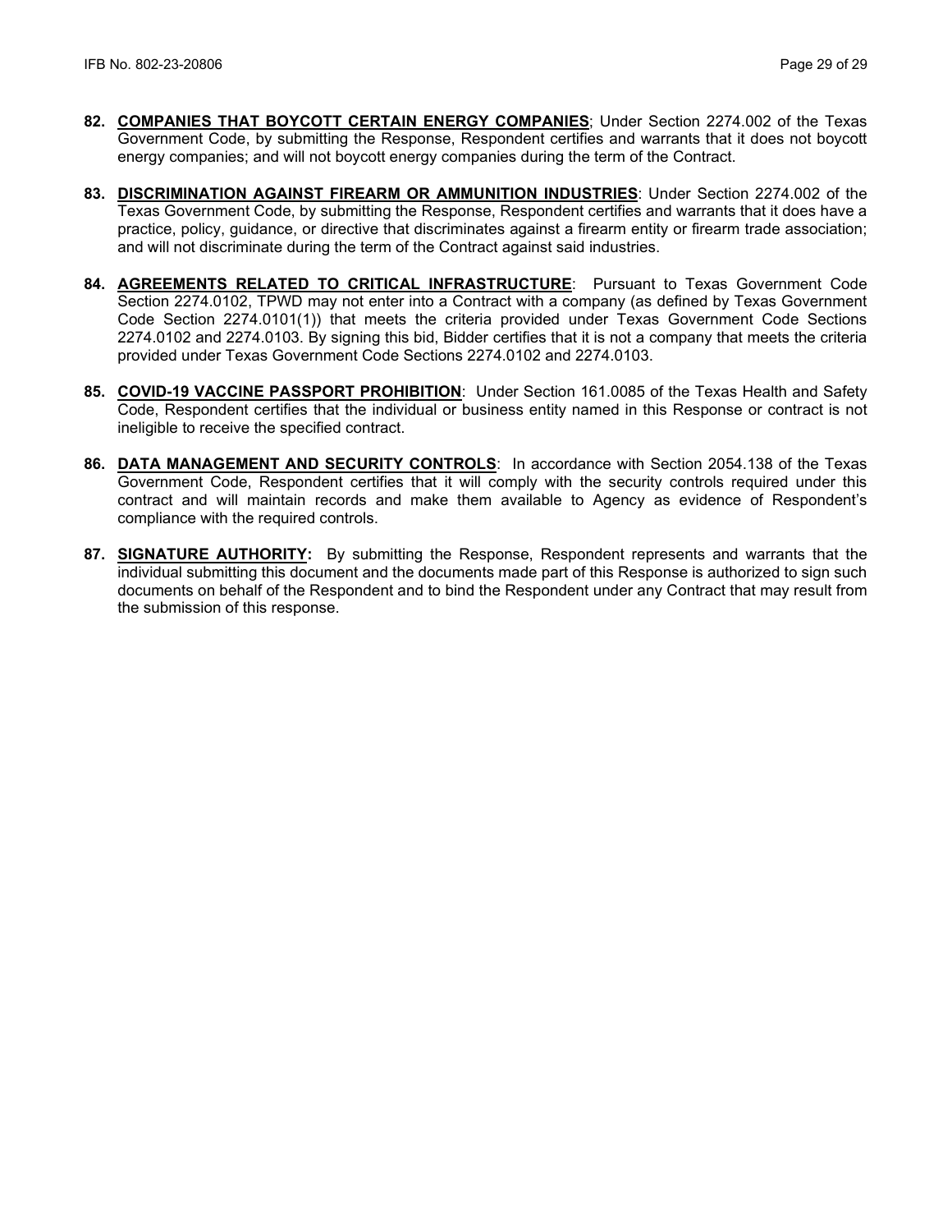82. **COMPANIES THAT BOYCOTT CERTAIN ENERGY COMPANIES**; Under Section 2274.002 of the Texas Government Code, by submitting the Response, Respondent certifies and warrants that it does not boycott energy companies; and will not boycott energy companies during the term of the Contract.

83. **DISCRIMINATION AGAINST FIREARM OR AMMUNITION INDUSTRIES**: Under Section 2274.002 of the Texas Government Code, by submitting the Response, Respondent certifies and warrants that it does have a practice, policy, guidance, or directive that discriminates against a firearm entity or firearm trade association; and will not discriminate during the term of the Contract against said industries.

84. **AGREEMENTS RELATED TO CRITICAL INFRASTRUCTURE**: Pursuant to Texas Government Code Section 2274.0102, TPWD may not enter into a Contract with a company (as defined by Texas Government Code Section 2274.0101(1)) that meets the criteria provided under Texas Government Code Sections 2274.0102 and 2274.0103. By signing this bid, Bidder certifies that it is not a company that meets the criteria provided under Texas Government Code Sections 2274.0102 and 2274.0103.

85. **COVID-19 VACCINE PASSPORT PROHIBITION**: Under Section 161.0085 of the Texas Health and Safety Code, Respondent certifies that the individual or business entity named in this Response or contract is not ineligible to receive the specified contract.

86. **DATA MANAGEMENT AND SECURITY CONTROLS**: In accordance with Section 2054.138 of the Texas Government Code, Respondent certifies that it will comply with the security controls required under this contract and will maintain records and make them available to Agency as evidence of Respondent's compliance with the required controls.

87. **SIGNATURE AUTHORITY:** By submitting the Response, Respondent represents and warrants that the individual submitting this document and the documents made part of this Response is authorized to sign such documents on behalf of the Respondent and to bind the Respondent under any Contract that may result from the submission of this response.